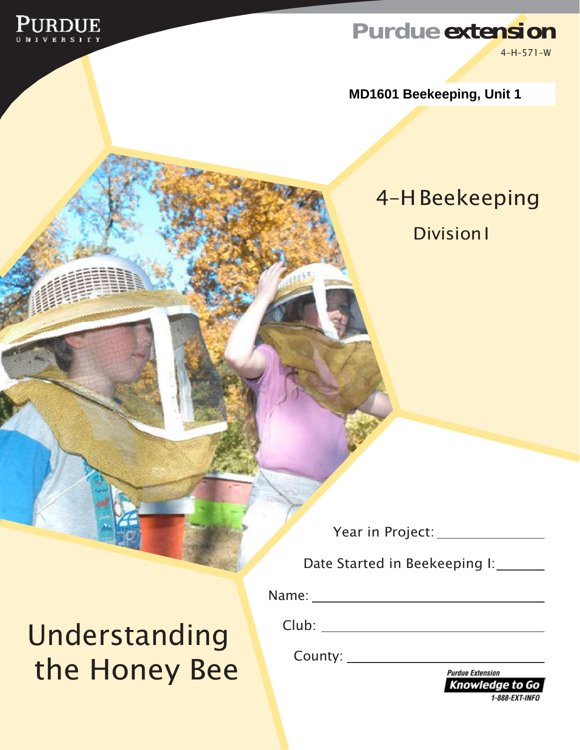PURDUE UNIVERSITY

Purdue extension

4-H-571-W

**MD1601 Beekeeping, Unit 1**

# 4-H Beekeeping

## Division I

Year in Project: ____________

Date Started in Beekeeping I: ________

Name: ______________________

Club: ______________________

County: ______________________

# Understanding the Honey Bee

Purdue Extension
Knowledge to Go
1-888-EXT-INFO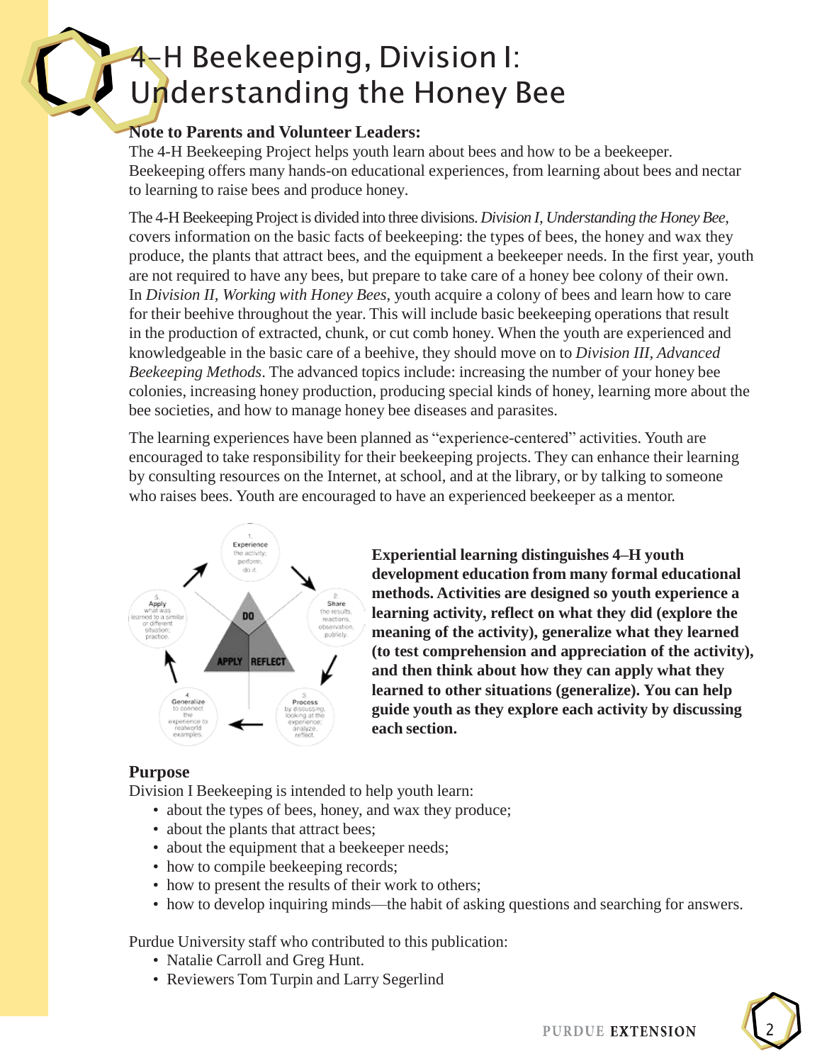# 4-H Beekeeping, Division I: Understanding the Honey Bee

**Note to Parents and Volunteer Leaders:**

The 4-H Beekeeping Project helps youth learn about bees and how to be a beekeeper. Beekeeping offers many hands-on educational experiences, from learning about bees and nectar to learning to raise bees and produce honey.

The 4-H Beekeeping Project is divided into three divisions. *Division I, Understanding the Honey Bee*, covers information on the basic facts of beekeeping: the types of bees, the honey and wax they produce, the plants that attract bees, and the equipment a beekeeper needs. In the first year, youth are not required to have any bees, but prepare to take care of a honey bee colony of their own. In *Division II, Working with Honey Bees*, youth acquire a colony of bees and learn how to care for their beehive throughout the year. This will include basic beekeeping operations that result in the production of extracted, chunk, or cut comb honey. When the youth are experienced and knowledgeable in the basic care of a beehive, they should move on to *Division III, Advanced Beekeeping Methods*. The advanced topics include: increasing the number of your honey bee colonies, increasing honey production, producing special kinds of honey, learning more about the bee societies, and how to manage honey bee diseases and parasites.

The learning experiences have been planned as "experience-centered" activities. Youth are encouraged to take responsibility for their beekeeping projects. They can enhance their learning by consulting resources on the Internet, at school, and at the library, or by talking to someone who raises bees. Youth are encouraged to have an experienced beekeeper as a mentor.

1. Experience the activity; perform, do it.
2. Share the results, reactions, observation, publicly.
3. Process by discussing, looking at the experience; analyze, reflect.
4. Generalize to connect the experience to realworld examples.
5. Apply what was learned to a similar or different situation; practice.

DO — REFLECT — APPLY

**Experiential learning distinguishes 4–H youth development education from many formal educational methods. Activities are designed so youth experience a learning activity, reflect on what they did (explore the meaning of the activity), generalize what they learned (to test comprehension and appreciation of the activity), and then think about how they can apply what they learned to other situations (generalize). You can help guide youth as they explore each activity by discussing each section.**

## Purpose

Division I Beekeeping is intended to help youth learn:

- about the types of bees, honey, and wax they produce;
- about the plants that attract bees;
- about the equipment that a beekeeper needs;
- how to compile beekeeping records;
- how to present the results of their work to others;
- how to develop inquiring minds—the habit of asking questions and searching for answers.

Purdue University staff who contributed to this publication:

- Natalie Carroll and Greg Hunt.
- Reviewers Tom Turpin and Larry Segerlind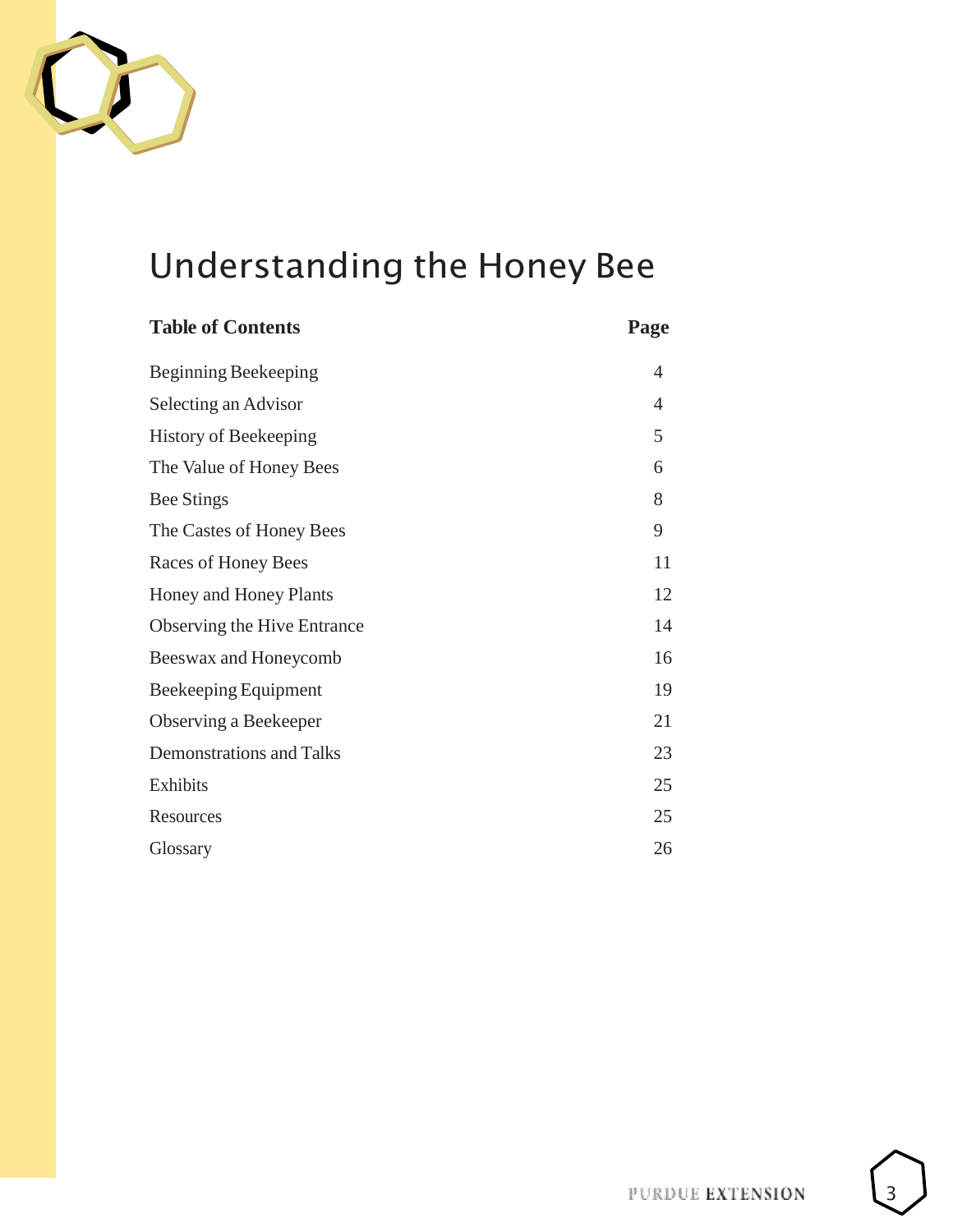# Understanding the Honey Bee

| Table of Contents | Page |
| --- | --- |
| Beginning Beekeeping | 4 |
| Selecting an Advisor | 4 |
| History of Beekeeping | 5 |
| The Value of Honey Bees | 6 |
| Bee Stings | 8 |
| The Castes of Honey Bees | 9 |
| Races of Honey Bees | 11 |
| Honey and Honey Plants | 12 |
| Observing the Hive Entrance | 14 |
| Beeswax and Honeycomb | 16 |
| Beekeeping Equipment | 19 |
| Observing a Beekeeper | 21 |
| Demonstrations and Talks | 23 |
| Exhibits | 25 |
| Resources | 25 |
| Glossary | 26 |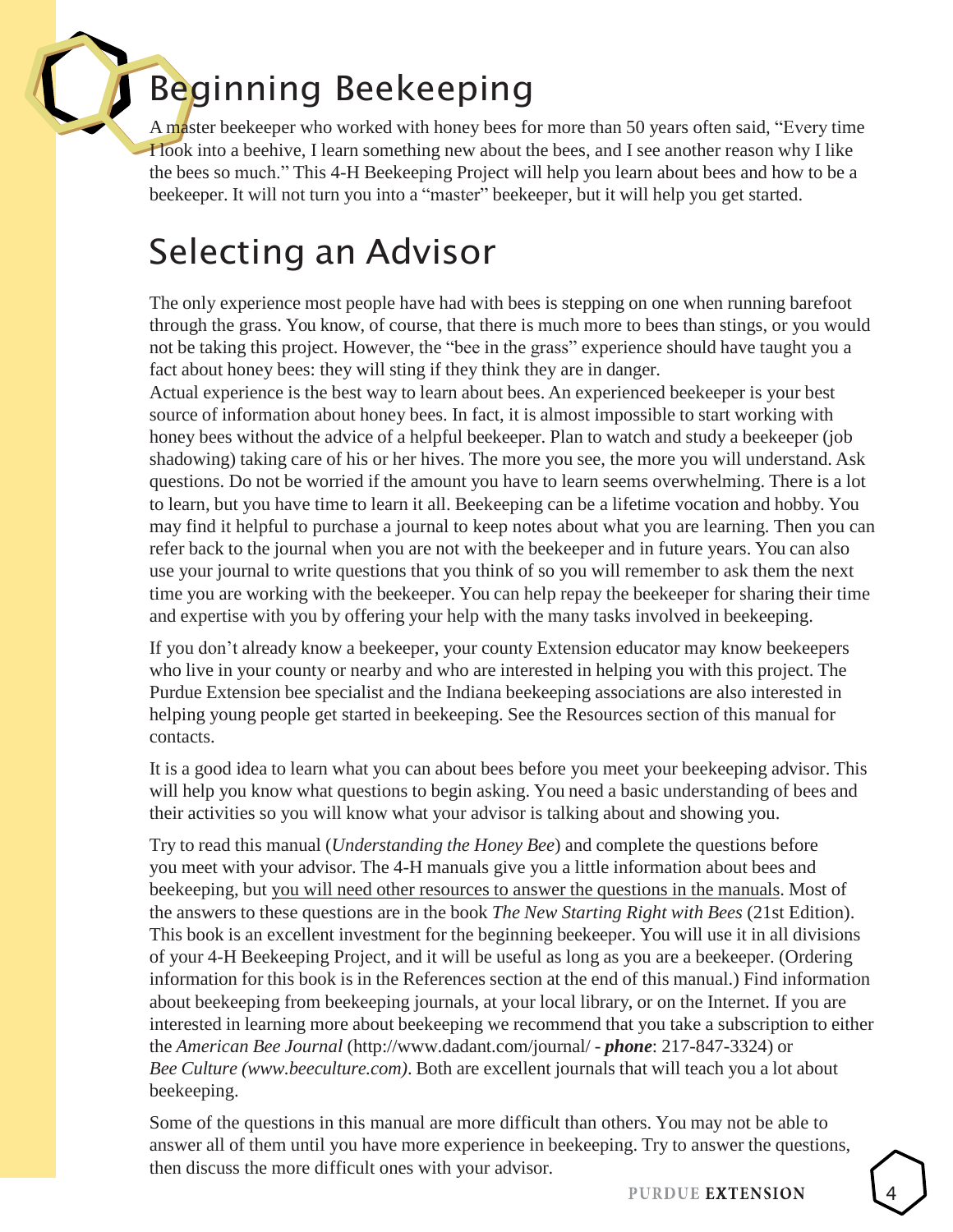# Beginning Beekeeping

A master beekeeper who worked with honey bees for more than 50 years often said, "Every time I look into a beehive, I learn something new about the bees, and I see another reason why I like the bees so much." This 4-H Beekeeping Project will help you learn about bees and how to be a beekeeper. It will not turn you into a "master" beekeeper, but it will help you get started.

# Selecting an Advisor

The only experience most people have had with bees is stepping on one when running barefoot through the grass. You know, of course, that there is much more to bees than stings, or you would not be taking this project. However, the "bee in the grass" experience should have taught you a fact about honey bees: they will sting if they think they are in danger.

Actual experience is the best way to learn about bees. An experienced beekeeper is your best source of information about honey bees. In fact, it is almost impossible to start working with honey bees without the advice of a helpful beekeeper. Plan to watch and study a beekeeper (job shadowing) taking care of his or her hives. The more you see, the more you will understand. Ask questions. Do not be worried if the amount you have to learn seems overwhelming. There is a lot to learn, but you have time to learn it all. Beekeeping can be a lifetime vocation and hobby. You may find it helpful to purchase a journal to keep notes about what you are learning. Then you can refer back to the journal when you are not with the beekeeper and in future years. You can also use your journal to write questions that you think of so you will remember to ask them the next time you are working with the beekeeper. You can help repay the beekeeper for sharing their time and expertise with you by offering your help with the many tasks involved in beekeeping.

If you don't already know a beekeeper, your county Extension educator may know beekeepers who live in your county or nearby and who are interested in helping you with this project. The Purdue Extension bee specialist and the Indiana beekeeping associations are also interested in helping young people get started in beekeeping. See the Resources section of this manual for contacts.

It is a good idea to learn what you can about bees before you meet your beekeeping advisor. This will help you know what questions to begin asking. You need a basic understanding of bees and their activities so you will know what your advisor is talking about and showing you.

Try to read this manual (*Understanding the Honey Bee*) and complete the questions before you meet with your advisor. The 4-H manuals give you a little information about bees and beekeeping, but <u>you will need other resources to answer the questions in the manuals</u>. Most of the answers to these questions are in the book *The New Starting Right with Bees* (21st Edition). This book is an excellent investment for the beginning beekeeper. You will use it in all divisions of your 4-H Beekeeping Project, and it will be useful as long as you are a beekeeper. (Ordering information for this book is in the References section at the end of this manual.) Find information about beekeeping from beekeeping journals, at your local library, or on the Internet. If you are interested in learning more about beekeeping we recommend that you take a subscription to either the *American Bee Journal* (http://www.dadant.com/journal/ - ***phone***: 217-847-3324) or *Bee Culture (www.beeculture.com)*. Both are excellent journals that will teach you a lot about beekeeping.

Some of the questions in this manual are more difficult than others. You may not be able to answer all of them until you have more experience in beekeeping. Try to answer the questions, then discuss the more difficult ones with your advisor.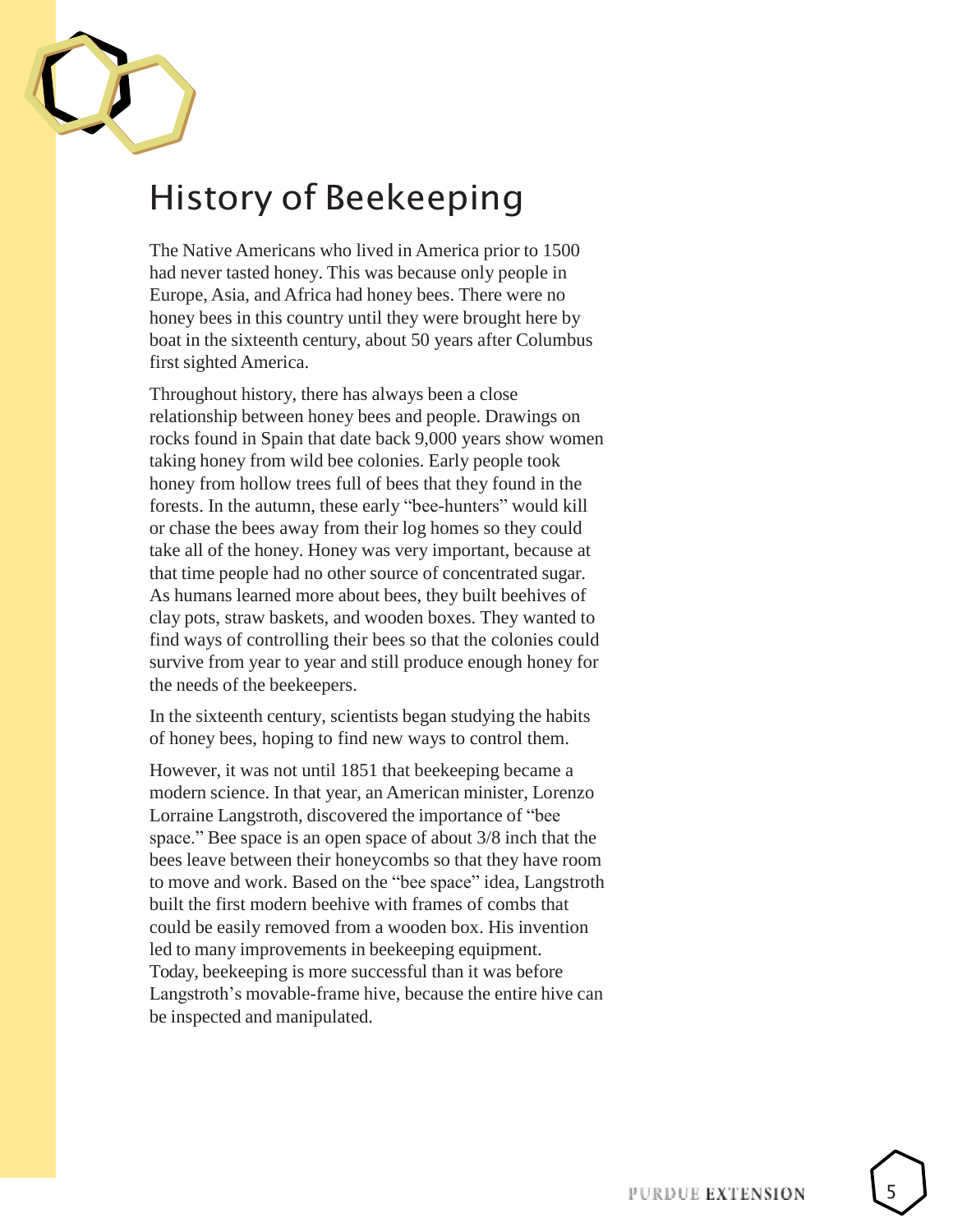# History of Beekeeping

The Native Americans who lived in America prior to 1500 had never tasted honey. This was because only people in Europe, Asia, and Africa had honey bees. There were no honey bees in this country until they were brought here by boat in the sixteenth century, about 50 years after Columbus first sighted America.

Throughout history, there has always been a close relationship between honey bees and people. Drawings on rocks found in Spain that date back 9,000 years show women taking honey from wild bee colonies. Early people took honey from hollow trees full of bees that they found in the forests. In the autumn, these early "bee-hunters" would kill or chase the bees away from their log homes so they could take all of the honey. Honey was very important, because at that time people had no other source of concentrated sugar. As humans learned more about bees, they built beehives of clay pots, straw baskets, and wooden boxes. They wanted to find ways of controlling their bees so that the colonies could survive from year to year and still produce enough honey for the needs of the beekeepers.

In the sixteenth century, scientists began studying the habits of honey bees, hoping to find new ways to control them.

However, it was not until 1851 that beekeeping became a modern science. In that year, an American minister, Lorenzo Lorraine Langstroth, discovered the importance of "bee space." Bee space is an open space of about 3/8 inch that the bees leave between their honeycombs so that they have room to move and work. Based on the "bee space" idea, Langstroth built the first modern beehive with frames of combs that could be easily removed from a wooden box. His invention led to many improvements in beekeeping equipment. Today, beekeeping is more successful than it was before Langstroth's movable-frame hive, because the entire hive can be inspected and manipulated.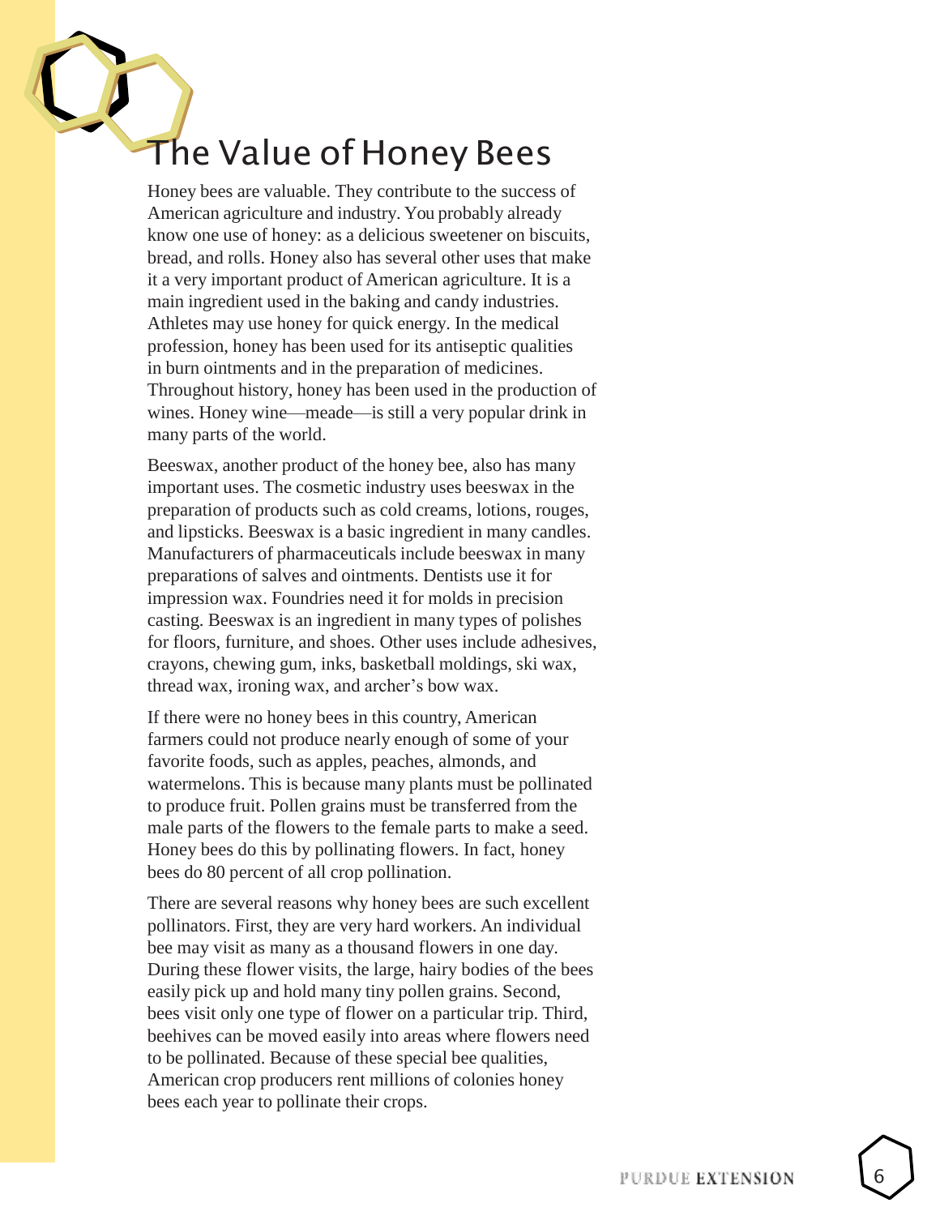# The Value of Honey Bees

Honey bees are valuable. They contribute to the success of American agriculture and industry. You probably already know one use of honey: as a delicious sweetener on biscuits, bread, and rolls. Honey also has several other uses that make it a very important product of American agriculture. It is a main ingredient used in the baking and candy industries. Athletes may use honey for quick energy. In the medical profession, honey has been used for its antiseptic qualities in burn ointments and in the preparation of medicines. Throughout history, honey has been used in the production of wines. Honey wine—meade—is still a very popular drink in many parts of the world.

Beeswax, another product of the honey bee, also has many important uses. The cosmetic industry uses beeswax in the preparation of products such as cold creams, lotions, rouges, and lipsticks. Beeswax is a basic ingredient in many candles. Manufacturers of pharmaceuticals include beeswax in many preparations of salves and ointments. Dentists use it for impression wax. Foundries need it for molds in precision casting. Beeswax is an ingredient in many types of polishes for floors, furniture, and shoes. Other uses include adhesives, crayons, chewing gum, inks, basketball moldings, ski wax, thread wax, ironing wax, and archer's bow wax.

If there were no honey bees in this country, American farmers could not produce nearly enough of some of your favorite foods, such as apples, peaches, almonds, and watermelons. This is because many plants must be pollinated to produce fruit. Pollen grains must be transferred from the male parts of the flowers to the female parts to make a seed. Honey bees do this by pollinating flowers. In fact, honey bees do 80 percent of all crop pollination.

There are several reasons why honey bees are such excellent pollinators. First, they are very hard workers. An individual bee may visit as many as a thousand flowers in one day. During these flower visits, the large, hairy bodies of the bees easily pick up and hold many tiny pollen grains. Second, bees visit only one type of flower on a particular trip. Third, beehives can be moved easily into areas where flowers need to be pollinated. Because of these special bee qualities, American crop producers rent millions of colonies honey bees each year to pollinate their crops.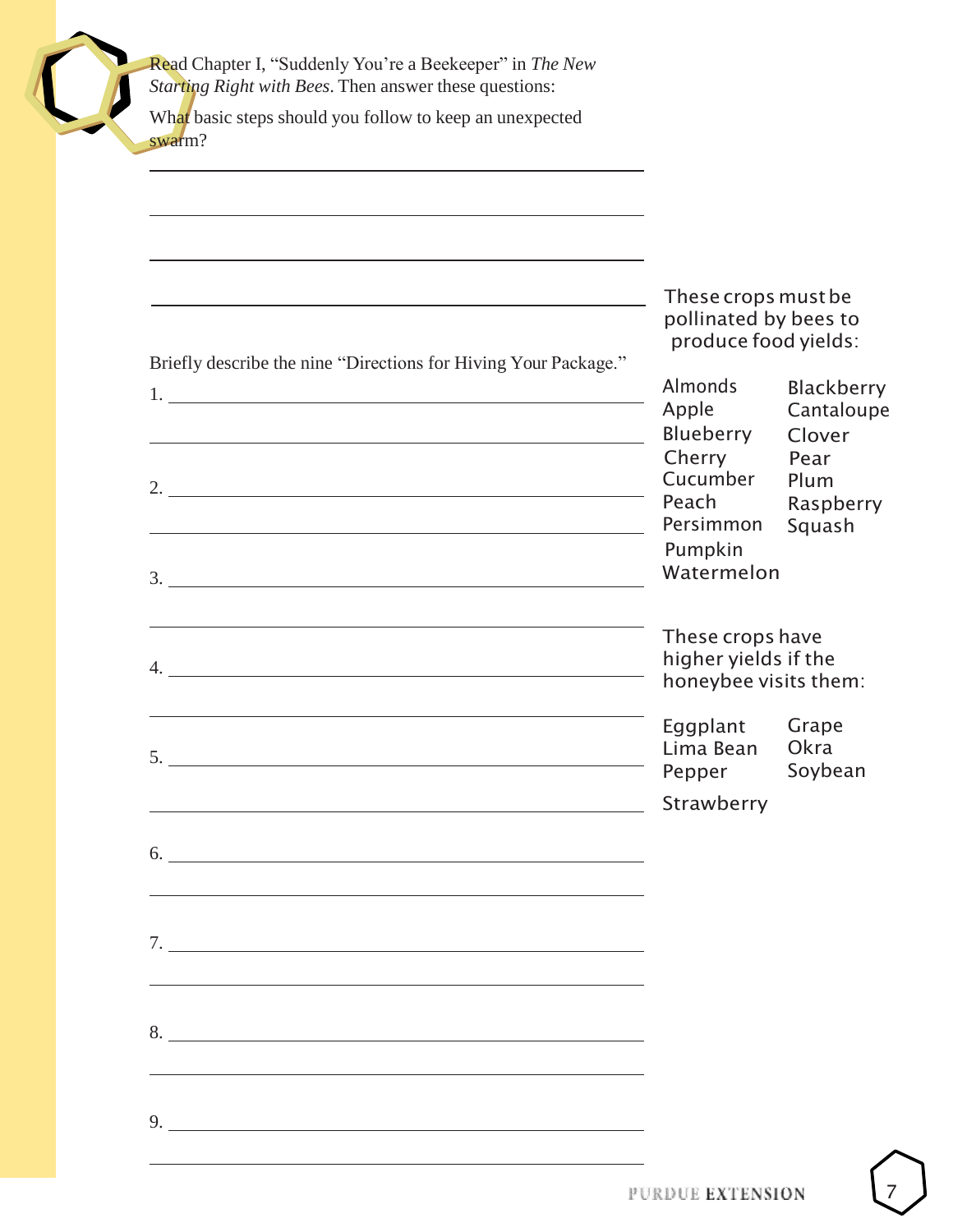Read Chapter I, “Suddenly You’re a Beekeeper” in *The New Starting Right with Bees*. Then answer these questions:

What basic steps should you follow to keep an unexpected swarm?

\_\_\_\_\_\_\_\_\_\_\_\_\_\_\_\_\_\_\_\_\_\_\_\_\_\_\_\_\_\_\_\_\_\_\_\_\_\_\_\_

\_\_\_\_\_\_\_\_\_\_\_\_\_\_\_\_\_\_\_\_\_\_\_\_\_\_\_\_\_\_\_\_\_\_\_\_\_\_\_\_

\_\_\_\_\_\_\_\_\_\_\_\_\_\_\_\_\_\_\_\_\_\_\_\_\_\_\_\_\_\_\_\_\_\_\_\_\_\_\_\_

\_\_\_\_\_\_\_\_\_\_\_\_\_\_\_\_\_\_\_\_\_\_\_\_\_\_\_\_\_\_\_\_\_\_\_\_\_\_\_\_

Briefly describe the nine “Directions for Hiving Your Package.”

1. \_\_\_\_\_\_\_\_\_\_\_\_\_\_\_\_\_\_\_\_\_\_\_\_\_\_\_\_\_\_\_\_\_\_\_\_\_\_\_\_

2. \_\_\_\_\_\_\_\_\_\_\_\_\_\_\_\_\_\_\_\_\_\_\_\_\_\_\_\_\_\_\_\_\_\_\_\_\_\_\_\_

3. \_\_\_\_\_\_\_\_\_\_\_\_\_\_\_\_\_\_\_\_\_\_\_\_\_\_\_\_\_\_\_\_\_\_\_\_\_\_\_\_

4. \_\_\_\_\_\_\_\_\_\_\_\_\_\_\_\_\_\_\_\_\_\_\_\_\_\_\_\_\_\_\_\_\_\_\_\_\_\_\_\_

5. \_\_\_\_\_\_\_\_\_\_\_\_\_\_\_\_\_\_\_\_\_\_\_\_\_\_\_\_\_\_\_\_\_\_\_\_\_\_\_\_

6. \_\_\_\_\_\_\_\_\_\_\_\_\_\_\_\_\_\_\_\_\_\_\_\_\_\_\_\_\_\_\_\_\_\_\_\_\_\_\_\_

7. \_\_\_\_\_\_\_\_\_\_\_\_\_\_\_\_\_\_\_\_\_\_\_\_\_\_\_\_\_\_\_\_\_\_\_\_\_\_\_\_

8. \_\_\_\_\_\_\_\_\_\_\_\_\_\_\_\_\_\_\_\_\_\_\_\_\_\_\_\_\_\_\_\_\_\_\_\_\_\_\_\_

9. \_\_\_\_\_\_\_\_\_\_\_\_\_\_\_\_\_\_\_\_\_\_\_\_\_\_\_\_\_\_\_\_\_\_\_\_\_\_\_\_

These crops must be pollinated by bees to produce food yields:

| | |
|---|---|
| Almonds | Blackberry |
| Apple | Cantaloupe |
| Blueberry | Clover |
| Cherry | Pear |
| Cucumber | Plum |
| Peach | Raspberry |
| Persimmon | Squash |
| Pumpkin | |
| Watermelon | |

These crops have higher yields if the honeybee visits them:

| | |
|---|---|
| Eggplant | Grape |
| Lima Bean | Okra |
| Pepper | Soybean |
| Strawberry | |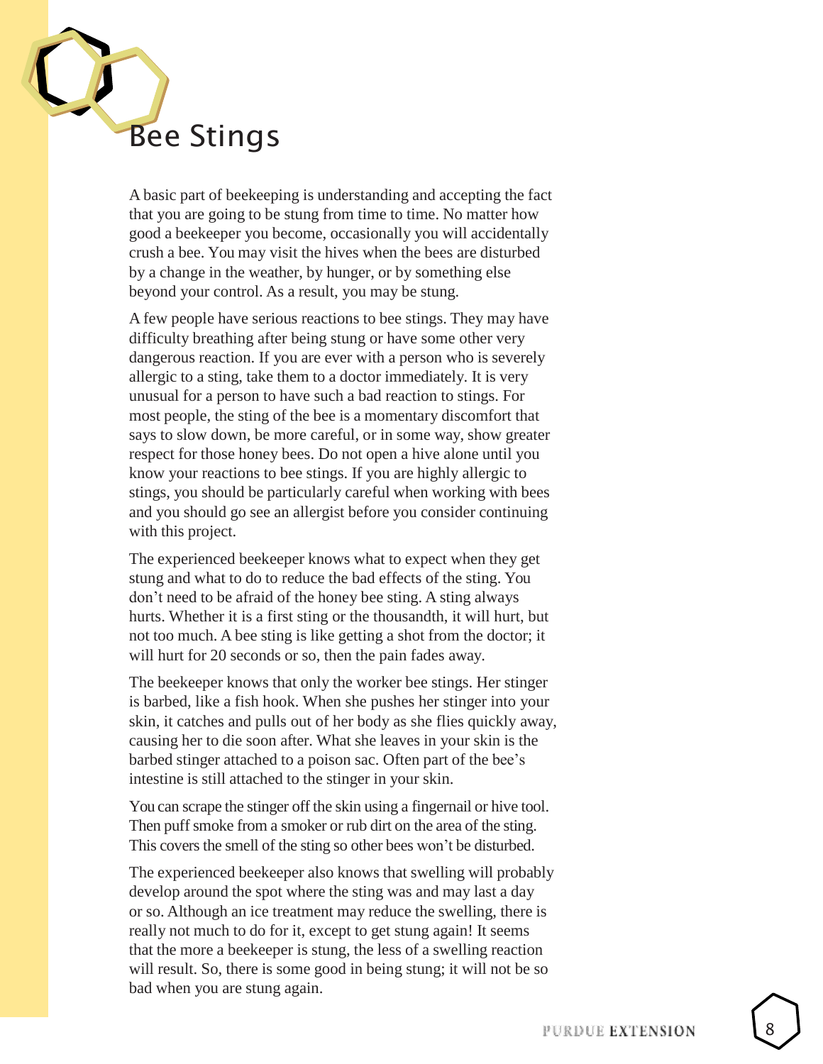# Bee Stings

A basic part of beekeeping is understanding and accepting the fact that you are going to be stung from time to time. No matter how good a beekeeper you become, occasionally you will accidentally crush a bee. You may visit the hives when the bees are disturbed by a change in the weather, by hunger, or by something else beyond your control. As a result, you may be stung.

A few people have serious reactions to bee stings. They may have difficulty breathing after being stung or have some other very dangerous reaction. If you are ever with a person who is severely allergic to a sting, take them to a doctor immediately. It is very unusual for a person to have such a bad reaction to stings. For most people, the sting of the bee is a momentary discomfort that says to slow down, be more careful, or in some way, show greater respect for those honey bees. Do not open a hive alone until you know your reactions to bee stings. If you are highly allergic to stings, you should be particularly careful when working with bees and you should go see an allergist before you consider continuing with this project.

The experienced beekeeper knows what to expect when they get stung and what to do to reduce the bad effects of the sting. You don't need to be afraid of the honey bee sting. A sting always hurts. Whether it is a first sting or the thousandth, it will hurt, but not too much. A bee sting is like getting a shot from the doctor; it will hurt for 20 seconds or so, then the pain fades away.

The beekeeper knows that only the worker bee stings. Her stinger is barbed, like a fish hook. When she pushes her stinger into your skin, it catches and pulls out of her body as she flies quickly away, causing her to die soon after. What she leaves in your skin is the barbed stinger attached to a poison sac. Often part of the bee's intestine is still attached to the stinger in your skin.

You can scrape the stinger off the skin using a fingernail or hive tool. Then puff smoke from a smoker or rub dirt on the area of the sting. This covers the smell of the sting so other bees won't be disturbed.

The experienced beekeeper also knows that swelling will probably develop around the spot where the sting was and may last a day or so. Although an ice treatment may reduce the swelling, there is really not much to do for it, except to get stung again! It seems that the more a beekeeper is stung, the less of a swelling reaction will result. So, there is some good in being stung; it will not be so bad when you are stung again.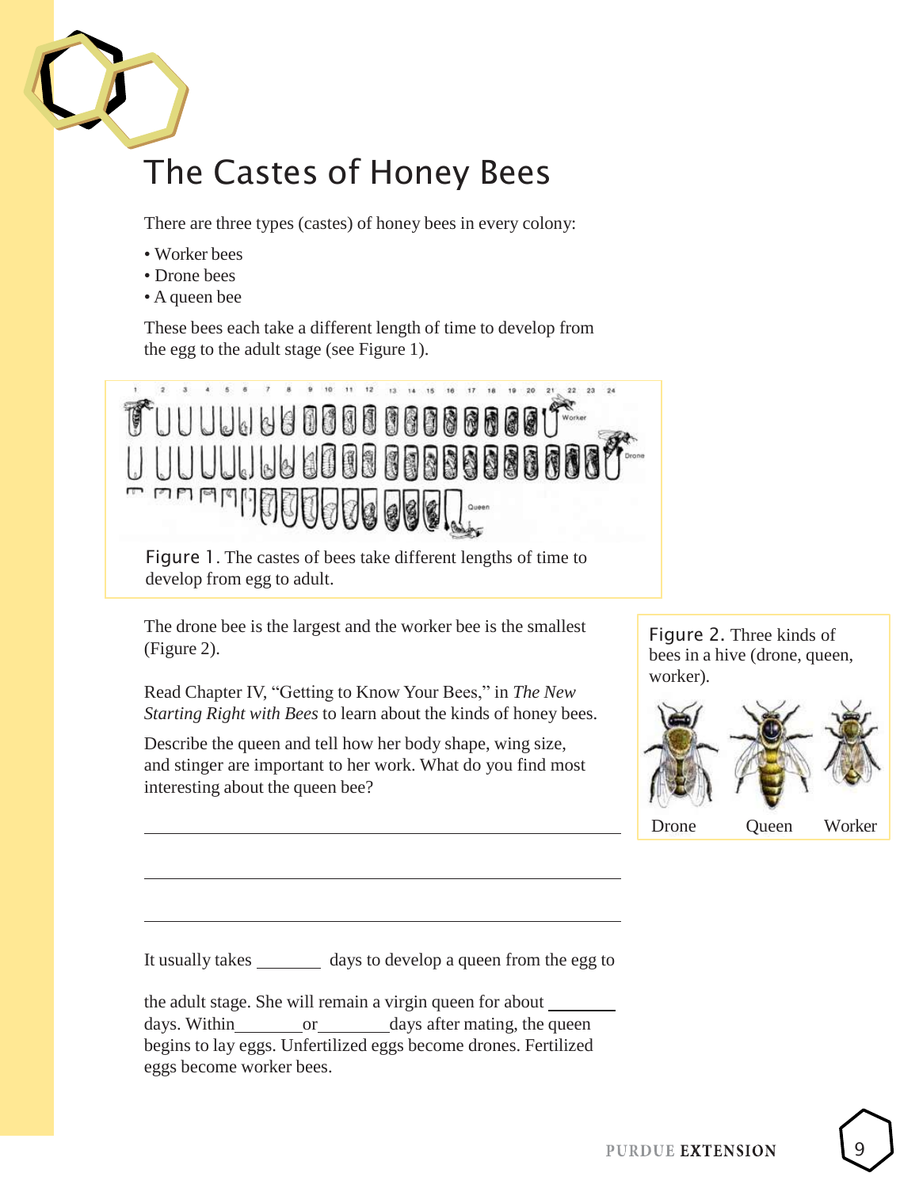# The Castes of Honey Bees

There are three types (castes) of honey bees in every colony:

- Worker bees
- Drone bees
- A queen bee

These bees each take a different length of time to develop from the egg to the adult stage (see Figure 1).

Figure 1. The castes of bees take different lengths of time to develop from egg to adult.

The drone bee is the largest and the worker bee is the smallest (Figure 2).

Figure 2. Three kinds of bees in a hive (drone, queen, worker).

Drone Queen Worker

Read Chapter IV, "Getting to Know Your Bees," in *The New Starting Right with Bees* to learn about the kinds of honey bees.

Describe the queen and tell how her body shape, wing size, and stinger are important to her work. What do you find most interesting about the queen bee?

______________________________________________

______________________________________________

______________________________________________

It usually takes ________ days to develop a queen from the egg to the adult stage. She will remain a virgin queen for about ________ days. Within ________ or ________ days after mating, the queen begins to lay eggs. Unfertilized eggs become drones. Fertilized eggs become worker bees.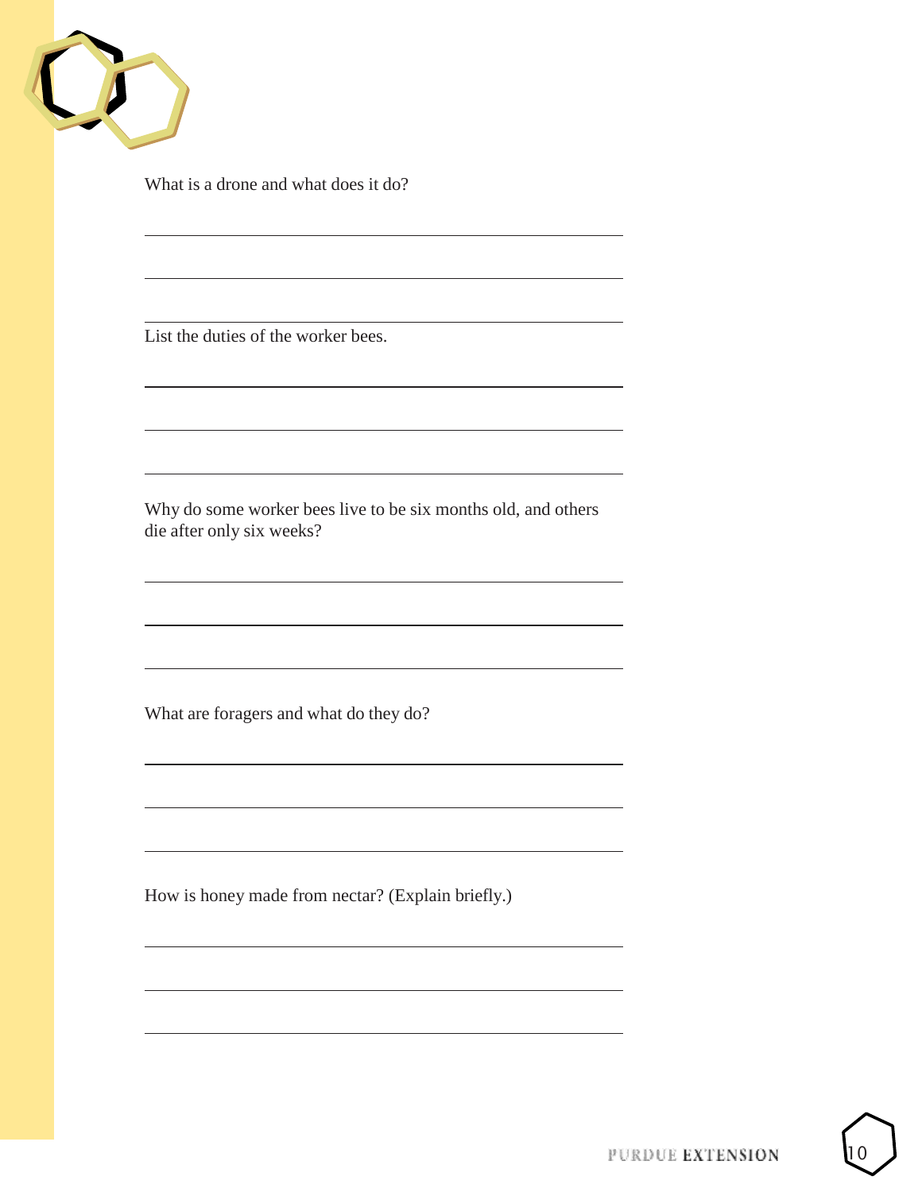What is a drone and what does it do?

List the duties of the worker bees.

Why do some worker bees live to be six months old, and others die after only six weeks?

What are foragers and what do they do?

How is honey made from nectar? (Explain briefly.)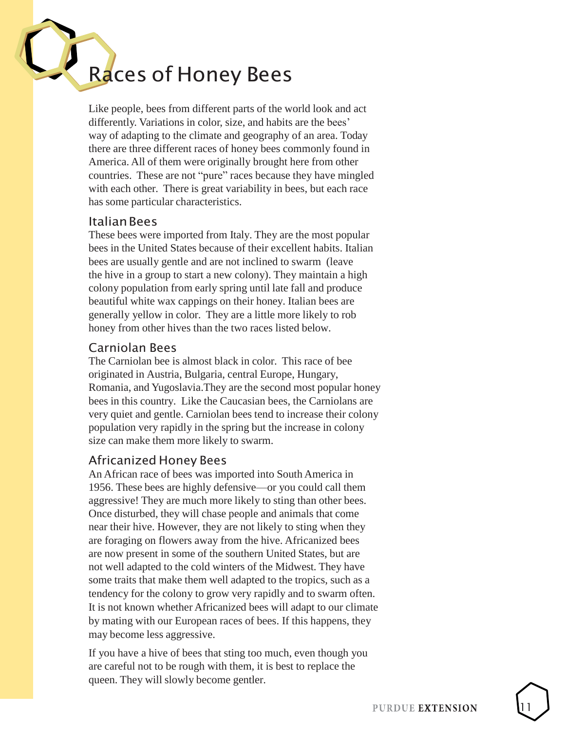# Races of Honey Bees

Like people, bees from different parts of the world look and act differently. Variations in color, size, and habits are the bees' way of adapting to the climate and geography of an area. Today there are three different races of honey bees commonly found in America. All of them were originally brought here from other countries. These are not "pure" races because they have mingled with each other. There is great variability in bees, but each race has some particular characteristics.

## Italian Bees

These bees were imported from Italy. They are the most popular bees in the United States because of their excellent habits. Italian bees are usually gentle and are not inclined to swarm (leave the hive in a group to start a new colony). They maintain a high colony population from early spring until late fall and produce beautiful white wax cappings on their honey. Italian bees are generally yellow in color. They are a little more likely to rob honey from other hives than the two races listed below.

## Carniolan Bees

The Carniolan bee is almost black in color. This race of bee originated in Austria, Bulgaria, central Europe, Hungary, Romania, and Yugoslavia.They are the second most popular honey bees in this country. Like the Caucasian bees, the Carniolans are very quiet and gentle. Carniolan bees tend to increase their colony population very rapidly in the spring but the increase in colony size can make them more likely to swarm.

## Africanized Honey Bees

An African race of bees was imported into South America in 1956. These bees are highly defensive—or you could call them aggressive! They are much more likely to sting than other bees. Once disturbed, they will chase people and animals that come near their hive. However, they are not likely to sting when they are foraging on flowers away from the hive. Africanized bees are now present in some of the southern United States, but are not well adapted to the cold winters of the Midwest. They have some traits that make them well adapted to the tropics, such as a tendency for the colony to grow very rapidly and to swarm often. It is not known whether Africanized bees will adapt to our climate by mating with our European races of bees. If this happens, they may become less aggressive.

If you have a hive of bees that sting too much, even though you are careful not to be rough with them, it is best to replace the queen. They will slowly become gentler.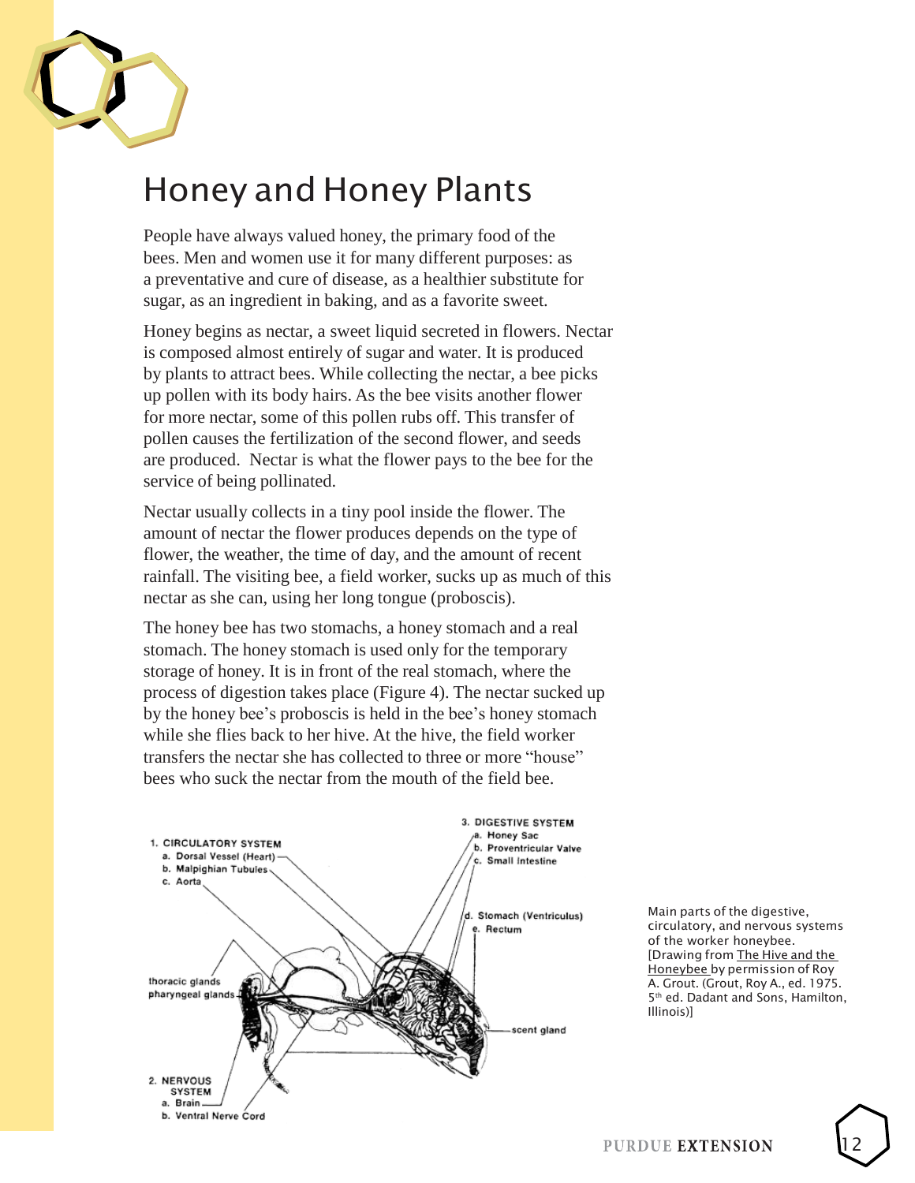# Honey and Honey Plants

People have always valued honey, the primary food of the bees. Men and women use it for many different purposes: as a preventative and cure of disease, as a healthier substitute for sugar, as an ingredient in baking, and as a favorite sweet.

Honey begins as nectar, a sweet liquid secreted in flowers. Nectar is composed almost entirely of sugar and water. It is produced by plants to attract bees. While collecting the nectar, a bee picks up pollen with its body hairs. As the bee visits another flower for more nectar, some of this pollen rubs off. This transfer of pollen causes the fertilization of the second flower, and seeds are produced. Nectar is what the flower pays to the bee for the service of being pollinated.

Nectar usually collects in a tiny pool inside the flower. The amount of nectar the flower produces depends on the type of flower, the weather, the time of day, and the amount of recent rainfall. The visiting bee, a field worker, sucks up as much of this nectar as she can, using her long tongue (proboscis).

The honey bee has two stomachs, a honey stomach and a real stomach. The honey stomach is used only for the temporary storage of honey. It is in front of the real stomach, where the process of digestion takes place (Figure 4). The nectar sucked up by the honey bee's proboscis is held in the bee's honey stomach while she flies back to her hive. At the hive, the field worker transfers the nectar she has collected to three or more "house" bees who suck the nectar from the mouth of the field bee.

1. CIRCULATORY SYSTEM
   a. Dorsal Vessel (Heart)
   b. Malpighian Tubules
   c. Aorta

2. NERVOUS SYSTEM
   a. Brain
   b. Ventral Nerve Cord

3. DIGESTIVE SYSTEM
   a. Honey Sac
   b. Proventricular Valve
   c. Small Intestine
   d. Stomach (Ventriculus)
   e. Rectum

thoracic glands
pharyngeal glands
scent gland

Main parts of the digestive, circulatory, and nervous systems of the worker honeybee. [Drawing from The Hive and the Honeybee by permission of Roy A. Grout. (Grout, Roy A., ed. 1975. 5th ed. Dadant and Sons, Hamilton, Illinois)]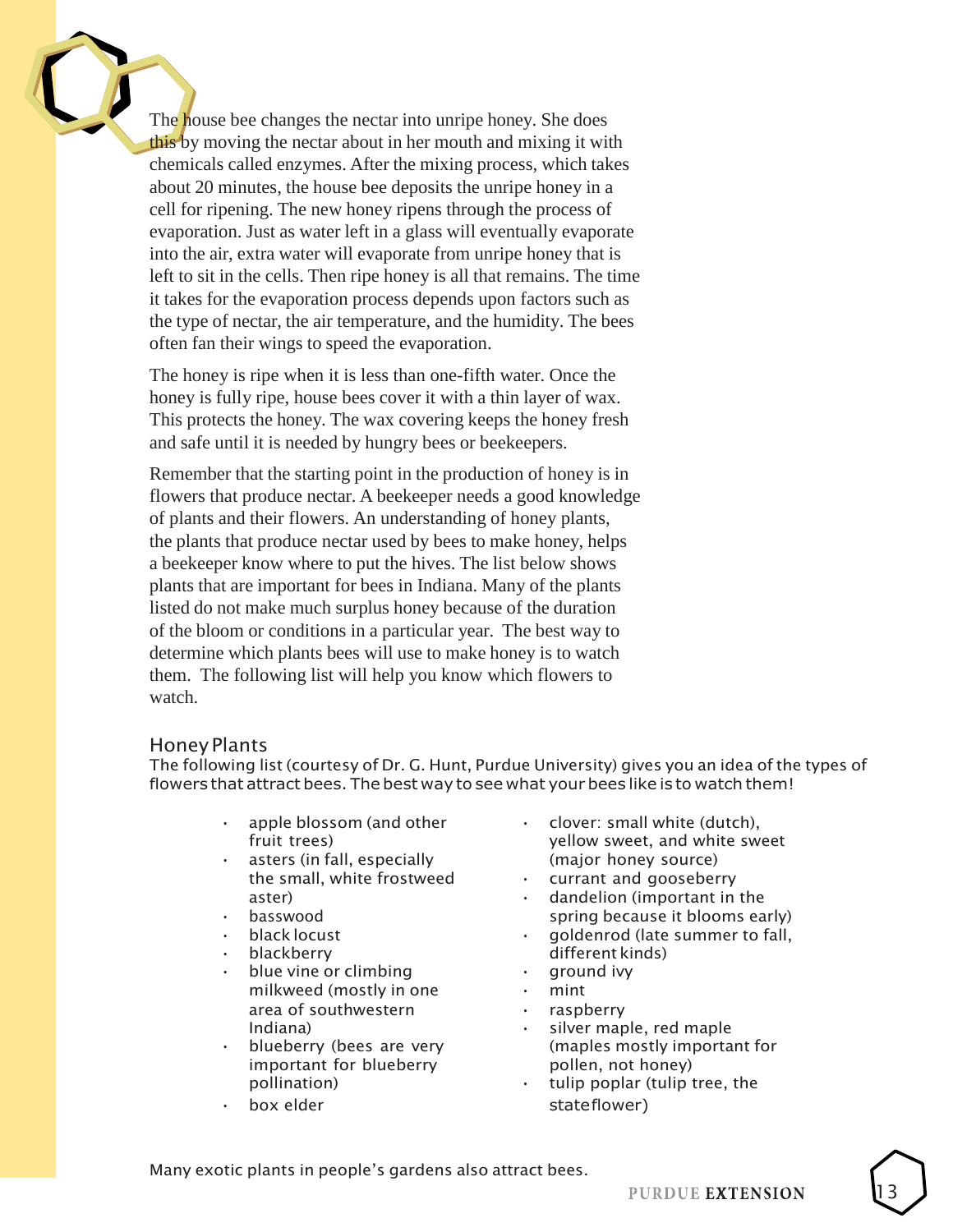The house bee changes the nectar into unripe honey. She does this by moving the nectar about in her mouth and mixing it with chemicals called enzymes. After the mixing process, which takes about 20 minutes, the house bee deposits the unripe honey in a cell for ripening. The new honey ripens through the process of evaporation. Just as water left in a glass will eventually evaporate into the air, extra water will evaporate from unripe honey that is left to sit in the cells. Then ripe honey is all that remains. The time it takes for the evaporation process depends upon factors such as the type of nectar, the air temperature, and the humidity. The bees often fan their wings to speed the evaporation.

The honey is ripe when it is less than one-fifth water. Once the honey is fully ripe, house bees cover it with a thin layer of wax. This protects the honey. The wax covering keeps the honey fresh and safe until it is needed by hungry bees or beekeepers.

Remember that the starting point in the production of honey is in flowers that produce nectar. A beekeeper needs a good knowledge of plants and their flowers. An understanding of honey plants, the plants that produce nectar used by bees to make honey, helps a beekeeper know where to put the hives. The list below shows plants that are important for bees in Indiana. Many of the plants listed do not make much surplus honey because of the duration of the bloom or conditions in a particular year. The best way to determine which plants bees will use to make honey is to watch them. The following list will help you know which flowers to watch.

## Honey Plants

The following list (courtesy of Dr. G. Hunt, Purdue University) gives you an idea of the types of flowers that attract bees. The best way to see what your bees like is to watch them!

- apple blossom (and other fruit trees)
- asters (in fall, especially the small, white frostweed aster)
- basswood
- black locust
- blackberry
- blue vine or climbing milkweed (mostly in one area of southwestern Indiana)
- blueberry (bees are very important for blueberry pollination)
- box elder
- clover: small white (dutch), yellow sweet, and white sweet (major honey source)
- currant and gooseberry
- dandelion (important in the spring because it blooms early)
- goldenrod (late summer to fall, different kinds)
- ground ivy
- mint
- raspberry
- silver maple, red maple (maples mostly important for pollen, not honey)
- tulip poplar (tulip tree, the state flower)

Many exotic plants in people's gardens also attract bees.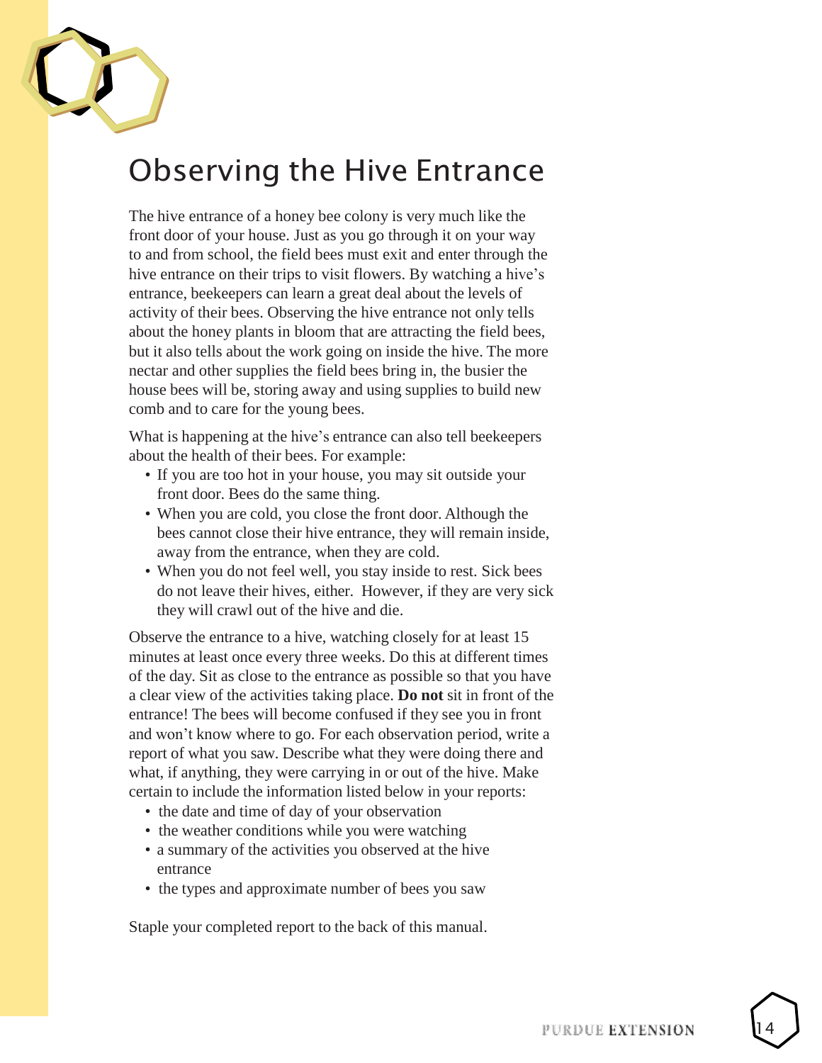# Observing the Hive Entrance

The hive entrance of a honey bee colony is very much like the front door of your house. Just as you go through it on your way to and from school, the field bees must exit and enter through the hive entrance on their trips to visit flowers. By watching a hive's entrance, beekeepers can learn a great deal about the levels of activity of their bees. Observing the hive entrance not only tells about the honey plants in bloom that are attracting the field bees, but it also tells about the work going on inside the hive. The more nectar and other supplies the field bees bring in, the busier the house bees will be, storing away and using supplies to build new comb and to care for the young bees.

What is happening at the hive's entrance can also tell beekeepers about the health of their bees. For example:

- If you are too hot in your house, you may sit outside your front door. Bees do the same thing.
- When you are cold, you close the front door. Although the bees cannot close their hive entrance, they will remain inside, away from the entrance, when they are cold.
- When you do not feel well, you stay inside to rest. Sick bees do not leave their hives, either. However, if they are very sick they will crawl out of the hive and die.

Observe the entrance to a hive, watching closely for at least 15 minutes at least once every three weeks. Do this at different times of the day. Sit as close to the entrance as possible so that you have a clear view of the activities taking place. **Do not** sit in front of the entrance! The bees will become confused if they see you in front and won't know where to go. For each observation period, write a report of what you saw. Describe what they were doing there and what, if anything, they were carrying in or out of the hive. Make certain to include the information listed below in your reports:

- the date and time of day of your observation
- the weather conditions while you were watching
- a summary of the activities you observed at the hive entrance
- the types and approximate number of bees you saw

Staple your completed report to the back of this manual.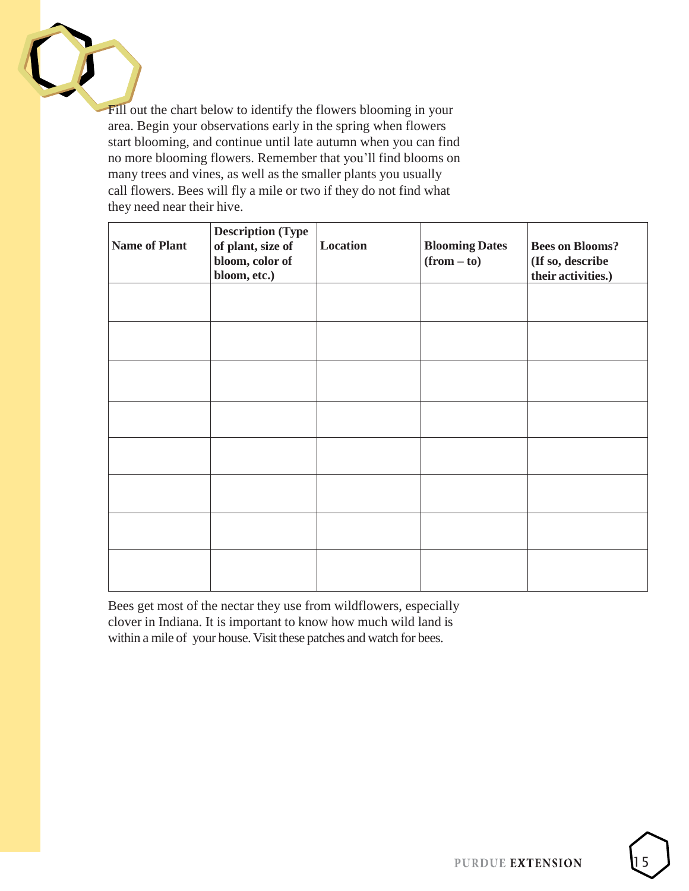Fill out the chart below to identify the flowers blooming in your area. Begin your observations early in the spring when flowers start blooming, and continue until late autumn when you can find no more blooming flowers. Remember that you'll find blooms on many trees and vines, as well as the smaller plants you usually call flowers. Bees will fly a mile or two if they do not find what they need near their hive.

| **Name of Plant** | **Description (Type of plant, size of bloom, color of bloom, etc.)** | **Location** | **Blooming Dates (from – to)** | **Bees on Blooms? (If so, describe their activities.)** |
|---|---|---|---|---|
| | | | | |
| | | | | |
| | | | | |
| | | | | |
| | | | | |
| | | | | |
| | | | | |
| | | | | |

Bees get most of the nectar they use from wildflowers, especially clover in Indiana. It is important to know how much wild land is within a mile of your house. Visit these patches and watch for bees.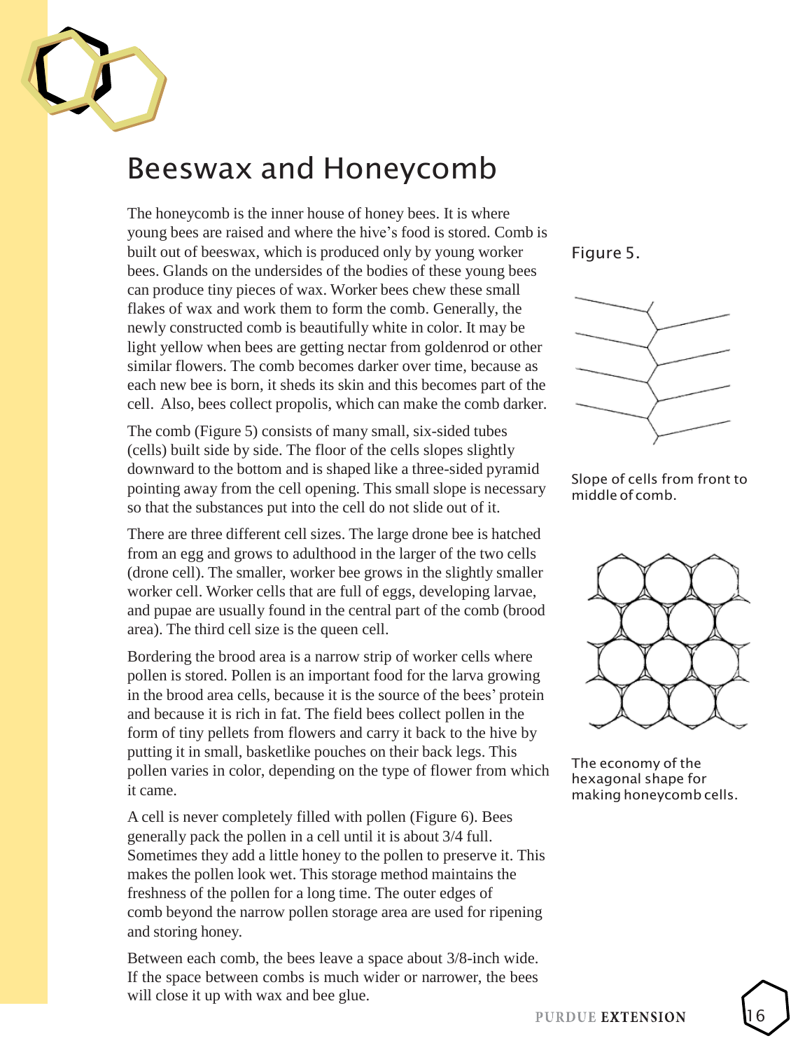# Beeswax and Honeycomb

The honeycomb is the inner house of honey bees. It is where young bees are raised and where the hive's food is stored. Comb is built out of beeswax, which is produced only by young worker bees. Glands on the undersides of the bodies of these young bees can produce tiny pieces of wax. Worker bees chew these small flakes of wax and work them to form the comb. Generally, the newly constructed comb is beautifully white in color. It may be light yellow when bees are getting nectar from goldenrod or other similar flowers. The comb becomes darker over time, because as each new bee is born, it sheds its skin and this becomes part of the cell. Also, bees collect propolis, which can make the comb darker.

The comb (Figure 5) consists of many small, six-sided tubes (cells) built side by side. The floor of the cells slopes slightly downward to the bottom and is shaped like a three-sided pyramid pointing away from the cell opening. This small slope is necessary so that the substances put into the cell do not slide out of it.

There are three different cell sizes. The large drone bee is hatched from an egg and grows to adulthood in the larger of the two cells (drone cell). The smaller, worker bee grows in the slightly smaller worker cell. Worker cells that are full of eggs, developing larvae, and pupae are usually found in the central part of the comb (brood area). The third cell size is the queen cell.

Bordering the brood area is a narrow strip of worker cells where pollen is stored. Pollen is an important food for the larva growing in the brood area cells, because it is the source of the bees' protein and because it is rich in fat. The field bees collect pollen in the form of tiny pellets from flowers and carry it back to the hive by putting it in small, basketlike pouches on their back legs. This pollen varies in color, depending on the type of flower from which it came.

A cell is never completely filled with pollen (Figure 6). Bees generally pack the pollen in a cell until it is about 3/4 full. Sometimes they add a little honey to the pollen to preserve it. This makes the pollen look wet. This storage method maintains the freshness of the pollen for a long time. The outer edges of comb beyond the narrow pollen storage area are used for ripening and storing honey.

Between each comb, the bees leave a space about 3/8-inch wide. If the space between combs is much wider or narrower, the bees will close it up with wax and bee glue.

Figure 5.

Slope of cells from front to middle of comb.

The economy of the hexagonal shape for making honeycomb cells.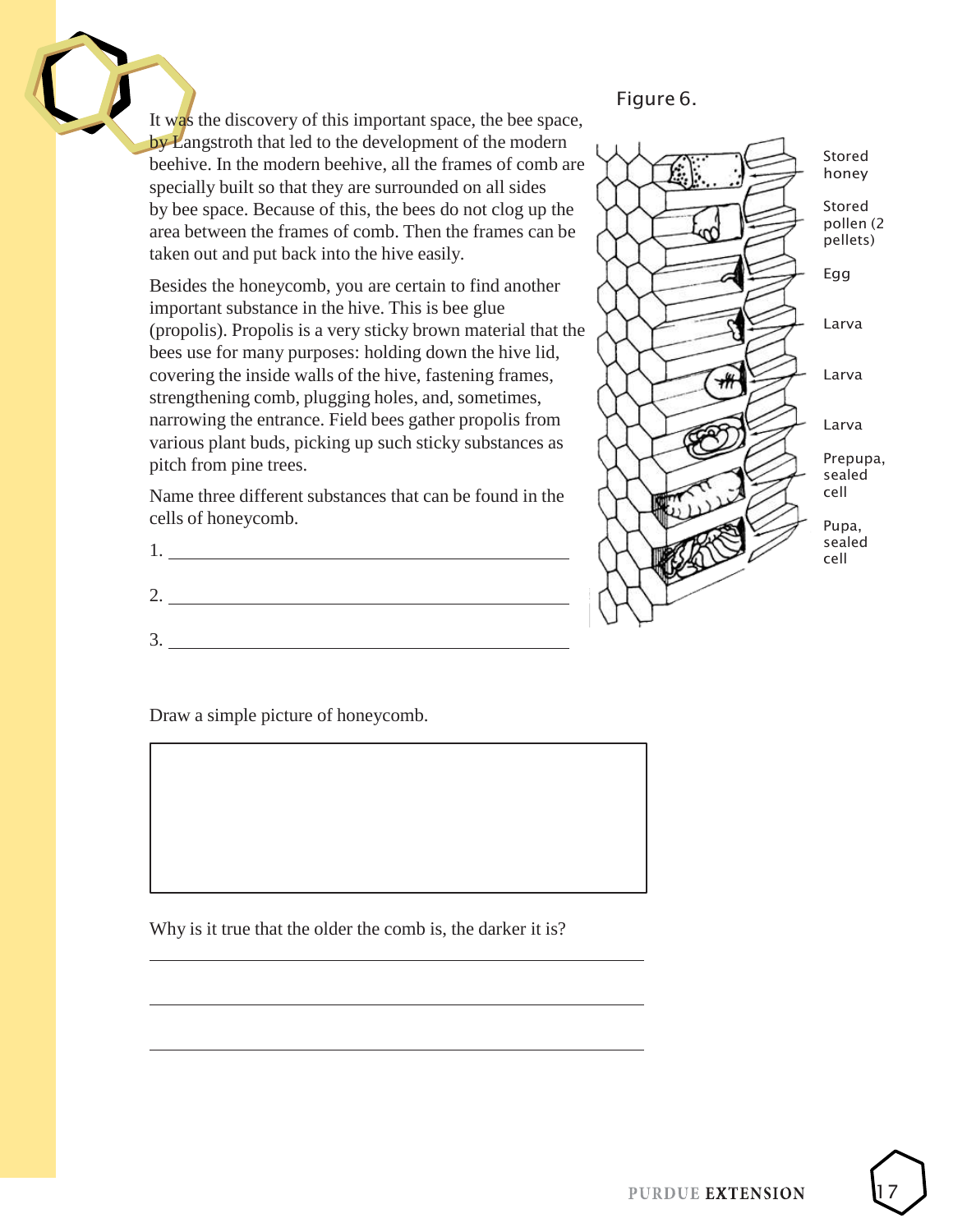It was the discovery of this important space, the bee space, by Langstroth that led to the development of the modern beehive. In the modern beehive, all the frames of comb are specially built so that they are surrounded on all sides by bee space. Because of this, the bees do not clog up the area between the frames of comb. Then the frames can be taken out and put back into the hive easily.

Besides the honeycomb, you are certain to find another important substance in the hive. This is bee glue (propolis). Propolis is a very sticky brown material that the bees use for many purposes: holding down the hive lid, covering the inside walls of the hive, fastening frames, strengthening comb, plugging holes, and, sometimes, narrowing the entrance. Field bees gather propolis from various plant buds, picking up such sticky substances as pitch from pine trees.

Name three different substances that can be found in the cells of honeycomb.

1. ______________________________

2. ______________________________

3. ______________________________

Figure 6.

Stored honey

Stored pollen (2 pellets)

Egg

Larva

Larva

Larva

Prepupa, sealed cell

Pupa, sealed cell

Draw a simple picture of honeycomb.

Why is it true that the older the comb is, the darker it is?

______________________________

______________________________

______________________________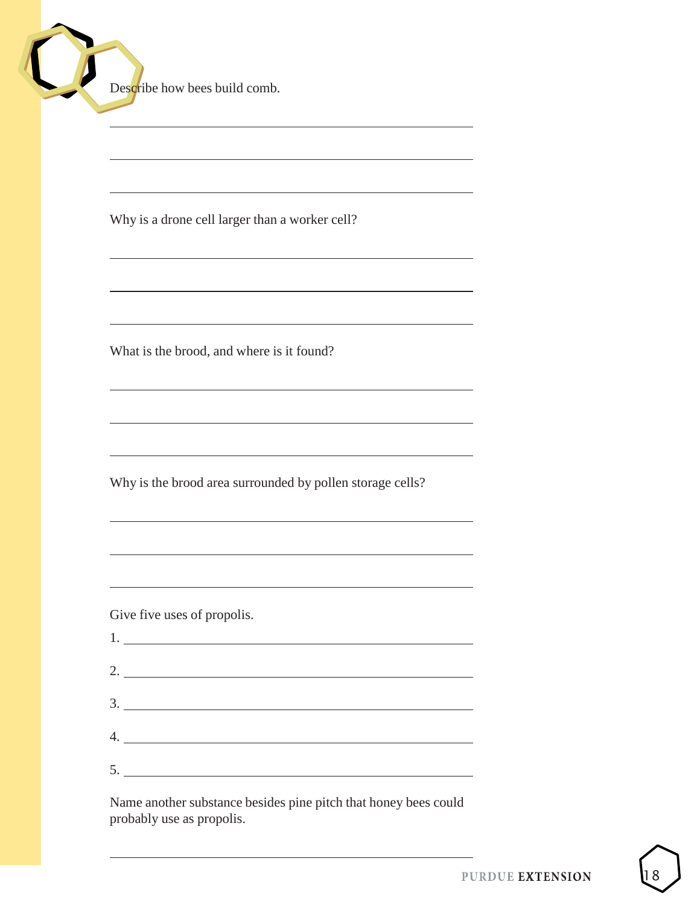Describe how bees build comb.

Why is a drone cell larger than a worker cell?

What is the brood, and where is it found?

Why is the brood area surrounded by pollen storage cells?

Give five uses of propolis.

1.
2.
3.
4.
5.

Name another substance besides pine pitch that honey bees could probably use as propolis.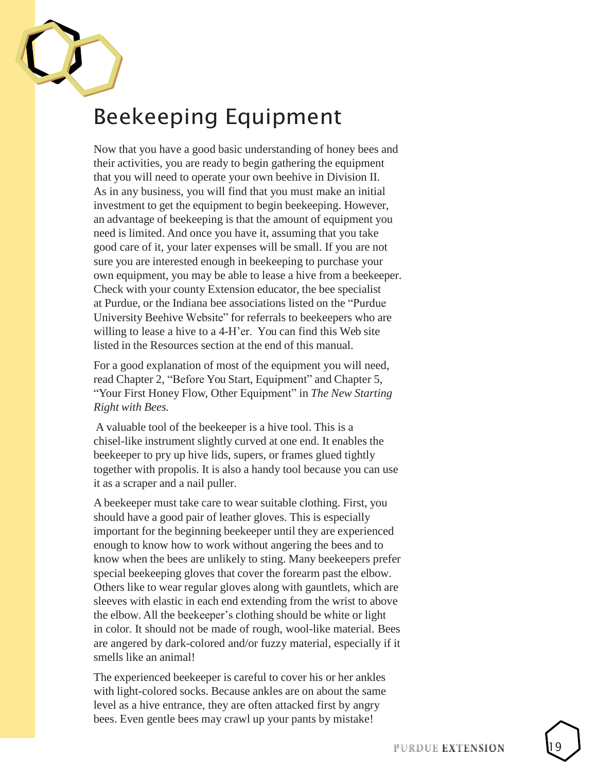# Beekeeping Equipment

Now that you have a good basic understanding of honey bees and their activities, you are ready to begin gathering the equipment that you will need to operate your own beehive in Division II. As in any business, you will find that you must make an initial investment to get the equipment to begin beekeeping. However, an advantage of beekeeping is that the amount of equipment you need is limited. And once you have it, assuming that you take good care of it, your later expenses will be small. If you are not sure you are interested enough in beekeeping to purchase your own equipment, you may be able to lease a hive from a beekeeper. Check with your county Extension educator, the bee specialist at Purdue, or the Indiana bee associations listed on the "Purdue University Beehive Website" for referrals to beekeepers who are willing to lease a hive to a 4-H'er. You can find this Web site listed in the Resources section at the end of this manual.

For a good explanation of most of the equipment you will need, read Chapter 2, "Before You Start, Equipment" and Chapter 5, "Your First Honey Flow, Other Equipment" in *The New Starting Right with Bees.*

A valuable tool of the beekeeper is a hive tool. This is a chisel-like instrument slightly curved at one end. It enables the beekeeper to pry up hive lids, supers, or frames glued tightly together with propolis. It is also a handy tool because you can use it as a scraper and a nail puller.

A beekeeper must take care to wear suitable clothing. First, you should have a good pair of leather gloves. This is especially important for the beginning beekeeper until they are experienced enough to know how to work without angering the bees and to know when the bees are unlikely to sting. Many beekeepers prefer special beekeeping gloves that cover the forearm past the elbow. Others like to wear regular gloves along with gauntlets, which are sleeves with elastic in each end extending from the wrist to above the elbow. All the beekeeper's clothing should be white or light in color. It should not be made of rough, wool-like material. Bees are angered by dark-colored and/or fuzzy material, especially if it smells like an animal!

The experienced beekeeper is careful to cover his or her ankles with light-colored socks. Because ankles are on about the same level as a hive entrance, they are often attacked first by angry bees. Even gentle bees may crawl up your pants by mistake!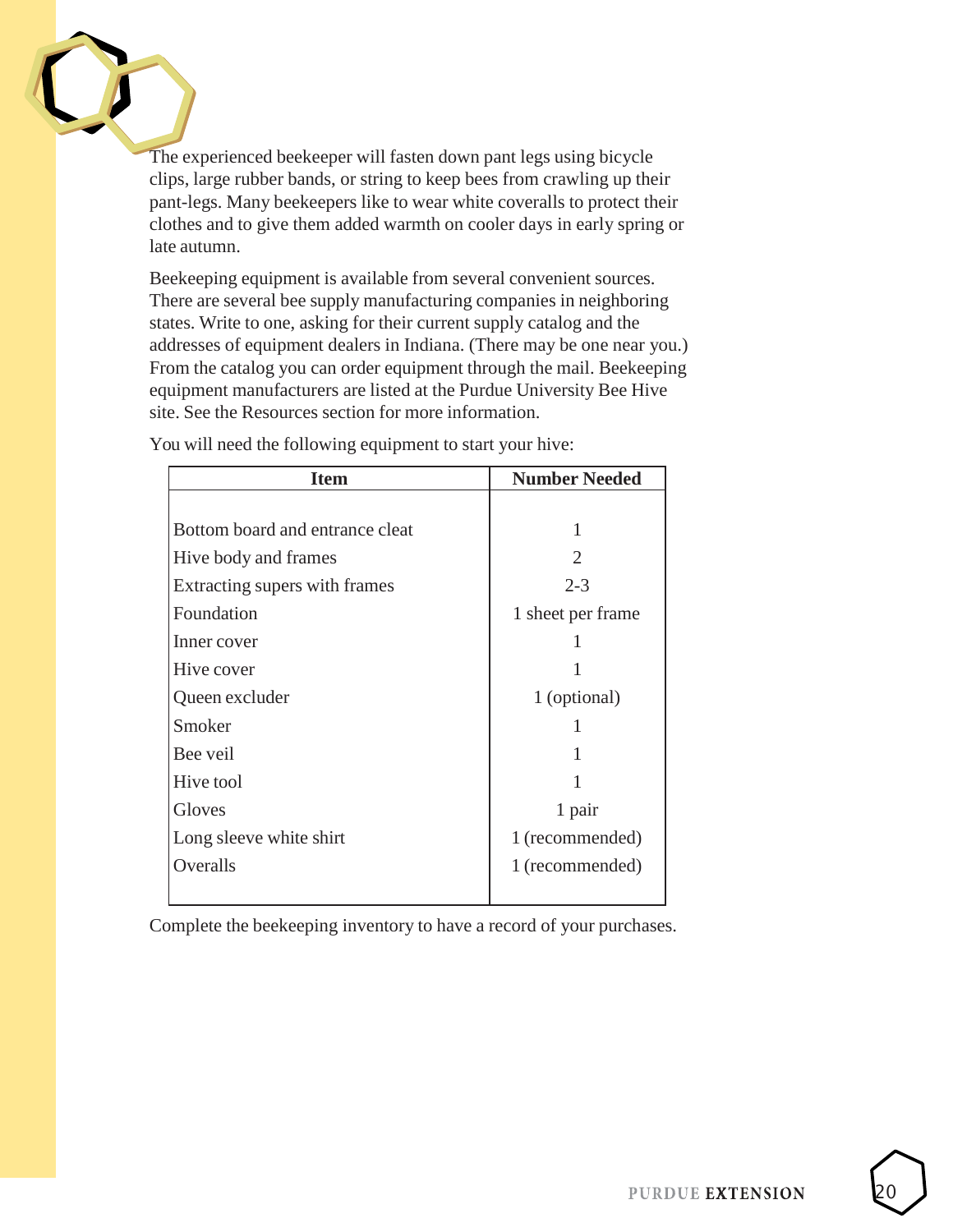The experienced beekeeper will fasten down pant legs using bicycle clips, large rubber bands, or string to keep bees from crawling up their pant-legs. Many beekeepers like to wear white coveralls to protect their clothes and to give them added warmth on cooler days in early spring or late autumn.

Beekeeping equipment is available from several convenient sources. There are several bee supply manufacturing companies in neighboring states. Write to one, asking for their current supply catalog and the addresses of equipment dealers in Indiana. (There may be one near you.) From the catalog you can order equipment through the mail. Beekeeping equipment manufacturers are listed at the Purdue University Bee Hive site. See the Resources section for more information.

You will need the following equipment to start your hive:

| Item | Number Needed |
|---|---|
| Bottom board and entrance cleat | 1 |
| Hive body and frames | 2 |
| Extracting supers with frames | 2-3 |
| Foundation | 1 sheet per frame |
| Inner cover | 1 |
| Hive cover | 1 |
| Queen excluder | 1 (optional) |
| Smoker | 1 |
| Bee veil | 1 |
| Hive tool | 1 |
| Gloves | 1 pair |
| Long sleeve white shirt | 1 (recommended) |
| Overalls | 1 (recommended) |

Complete the beekeeping inventory to have a record of your purchases.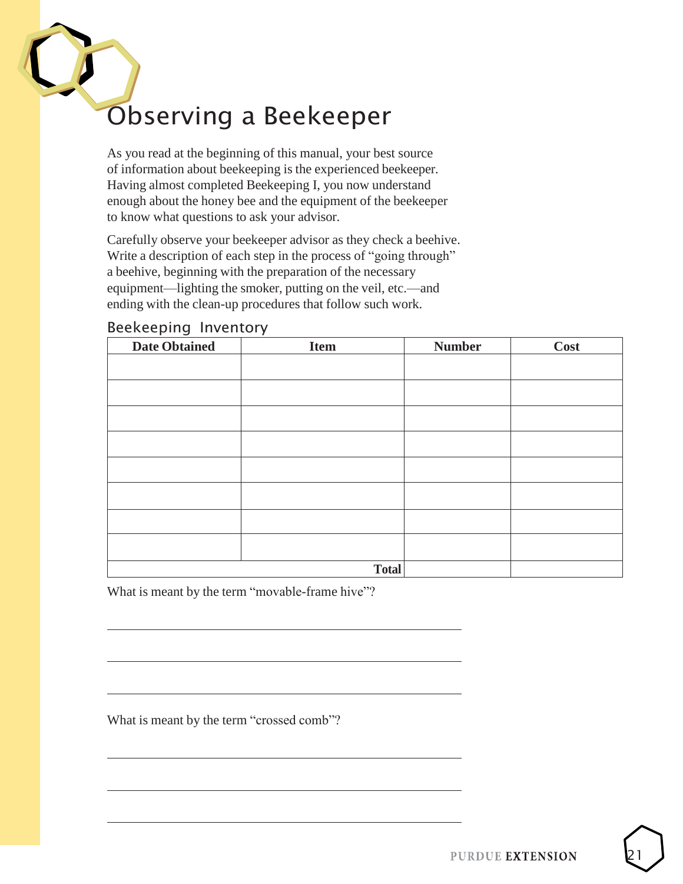# Observing a Beekeeper

As you read at the beginning of this manual, your best source of information about beekeeping is the experienced beekeeper. Having almost completed Beekeeping I, you now understand enough about the honey bee and the equipment of the beekeeper to know what questions to ask your advisor.

Carefully observe your beekeeper advisor as they check a beehive. Write a description of each step in the process of "going through" a beehive, beginning with the preparation of the necessary equipment—lighting the smoker, putting on the veil, etc.—and ending with the clean-up procedures that follow such work.

## Beekeeping Inventory

| Date Obtained | Item | Number | Cost |
|---|---|---|---|
| | | | |
| | | | |
| | | | |
| | | | |
| | | | |
| | | | |
| | | | |
| | | | |
| | **Total** | | |

What is meant by the term "movable-frame hive"?

______________________________________________

______________________________________________

______________________________________________

What is meant by the term "crossed comb"?

______________________________________________

______________________________________________

______________________________________________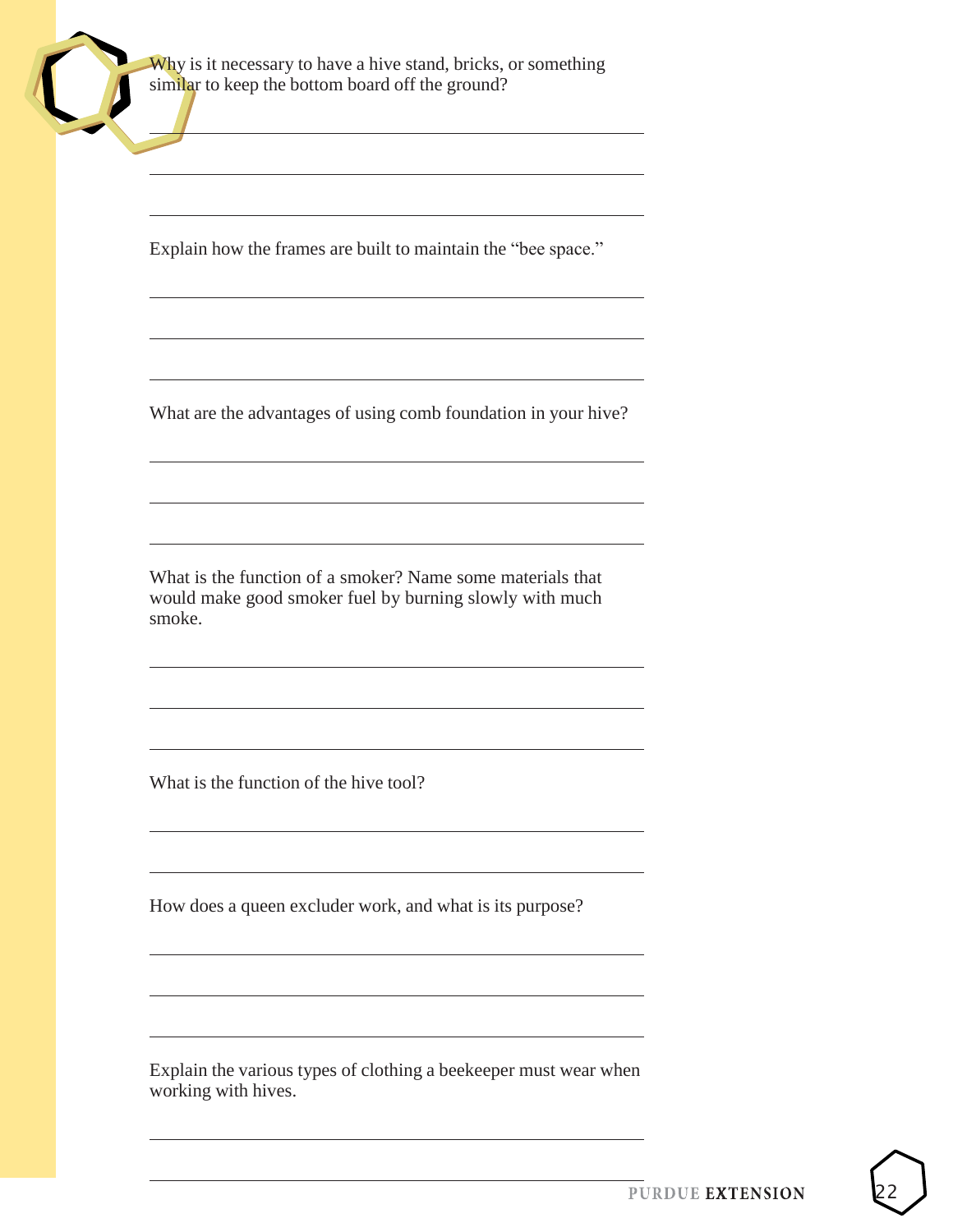Why is it necessary to have a hive stand, bricks, or something similar to keep the bottom board off the ground?

Explain how the frames are built to maintain the "bee space."

What are the advantages of using comb foundation in your hive?

What is the function of a smoker? Name some materials that would make good smoker fuel by burning slowly with much smoke.

What is the function of the hive tool?

How does a queen excluder work, and what is its purpose?

Explain the various types of clothing a beekeeper must wear when working with hives.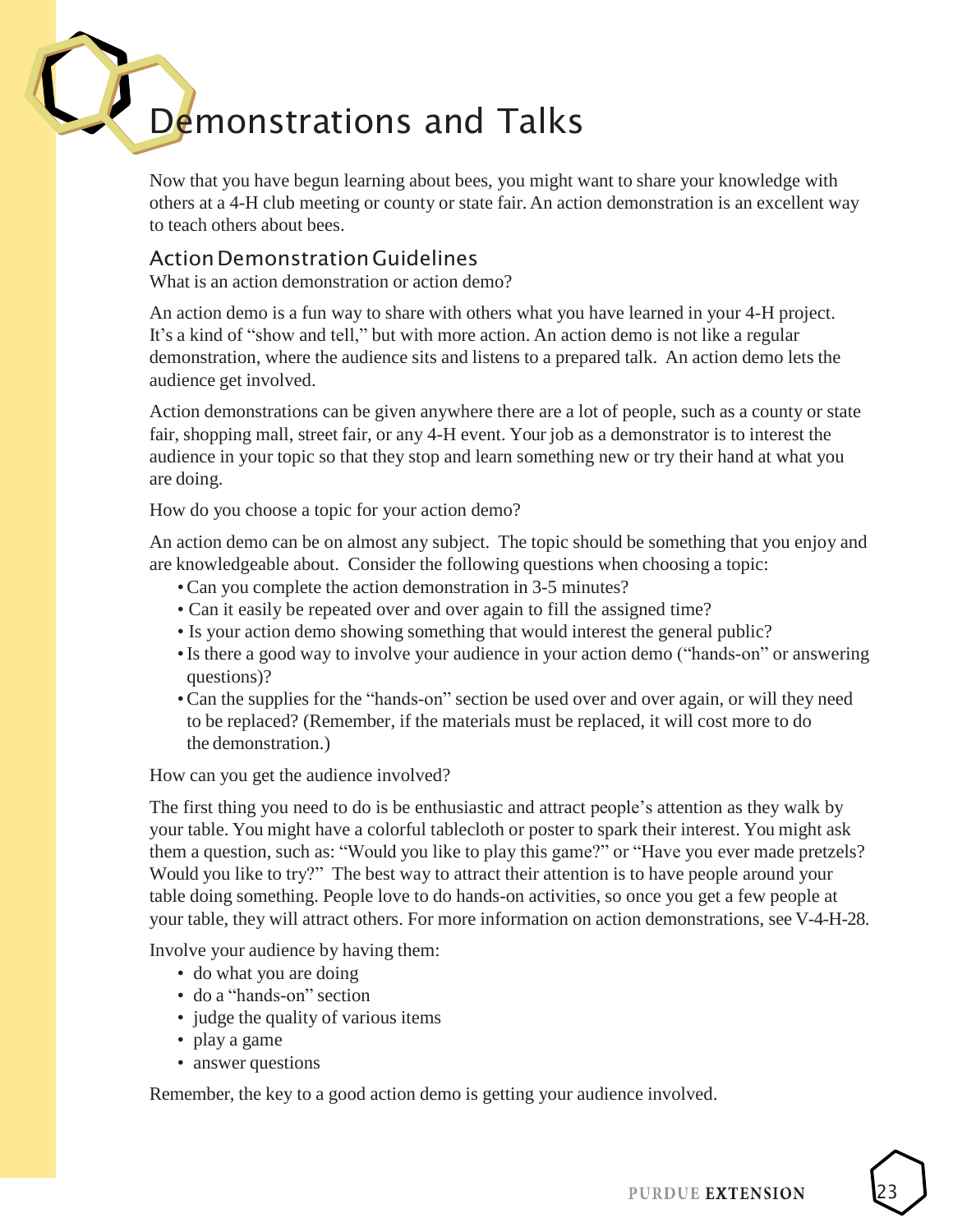# Demonstrations and Talks

Now that you have begun learning about bees, you might want to share your knowledge with others at a 4-H club meeting or county or state fair. An action demonstration is an excellent way to teach others about bees.

## Action Demonstration Guidelines

What is an action demonstration or action demo?

An action demo is a fun way to share with others what you have learned in your 4-H project. It's a kind of "show and tell," but with more action. An action demo is not like a regular demonstration, where the audience sits and listens to a prepared talk. An action demo lets the audience get involved.

Action demonstrations can be given anywhere there are a lot of people, such as a county or state fair, shopping mall, street fair, or any 4-H event. Your job as a demonstrator is to interest the audience in your topic so that they stop and learn something new or try their hand at what you are doing.

How do you choose a topic for your action demo?

An action demo can be on almost any subject. The topic should be something that you enjoy and are knowledgeable about. Consider the following questions when choosing a topic:

- Can you complete the action demonstration in 3-5 minutes?
- Can it easily be repeated over and over again to fill the assigned time?
- Is your action demo showing something that would interest the general public?
- Is there a good way to involve your audience in your action demo ("hands-on" or answering questions)?
- Can the supplies for the "hands-on" section be used over and over again, or will they need to be replaced? (Remember, if the materials must be replaced, it will cost more to do the demonstration.)

How can you get the audience involved?

The first thing you need to do is be enthusiastic and attract people's attention as they walk by your table. You might have a colorful tablecloth or poster to spark their interest. You might ask them a question, such as: "Would you like to play this game?" or "Have you ever made pretzels? Would you like to try?" The best way to attract their attention is to have people around your table doing something. People love to do hands-on activities, so once you get a few people at your table, they will attract others. For more information on action demonstrations, see V-4-H-28.

Involve your audience by having them:

- do what you are doing
- do a "hands-on" section
- judge the quality of various items
- play a game
- answer questions

Remember, the key to a good action demo is getting your audience involved.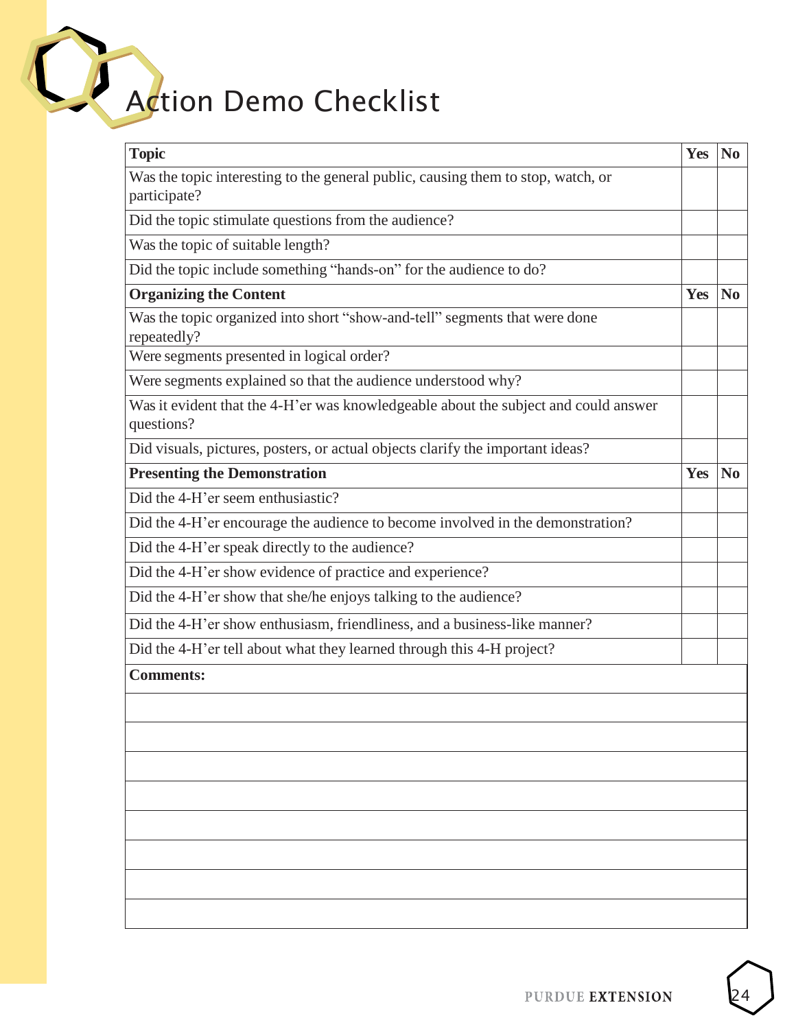# Action Demo Checklist

| Topic | Yes | No |
|---|---|---|
| Was the topic interesting to the general public, causing them to stop, watch, or participate? | | |
| Did the topic stimulate questions from the audience? | | |
| Was the topic of suitable length? | | |
| Did the topic include something "hands-on" for the audience to do? | | |
| **Organizing the Content** | **Yes** | **No** |
| Was the topic organized into short "show-and-tell" segments that were done repeatedly? | | |
| Were segments presented in logical order? | | |
| Were segments explained so that the audience understood why? | | |
| Was it evident that the 4-H'er was knowledgeable about the subject and could answer questions? | | |
| Did visuals, pictures, posters, or actual objects clarify the important ideas? | | |
| **Presenting the Demonstration** | **Yes** | **No** |
| Did the 4-H'er seem enthusiastic? | | |
| Did the 4-H'er encourage the audience to become involved in the demonstration? | | |
| Did the 4-H'er speak directly to the audience? | | |
| Did the 4-H'er show evidence of practice and experience? | | |
| Did the 4-H'er show that she/he enjoys talking to the audience? | | |
| Did the 4-H'er show enthusiasm, friendliness, and a business-like manner? | | |
| Did the 4-H'er tell about what they learned through this 4-H project? | | |

**Comments:**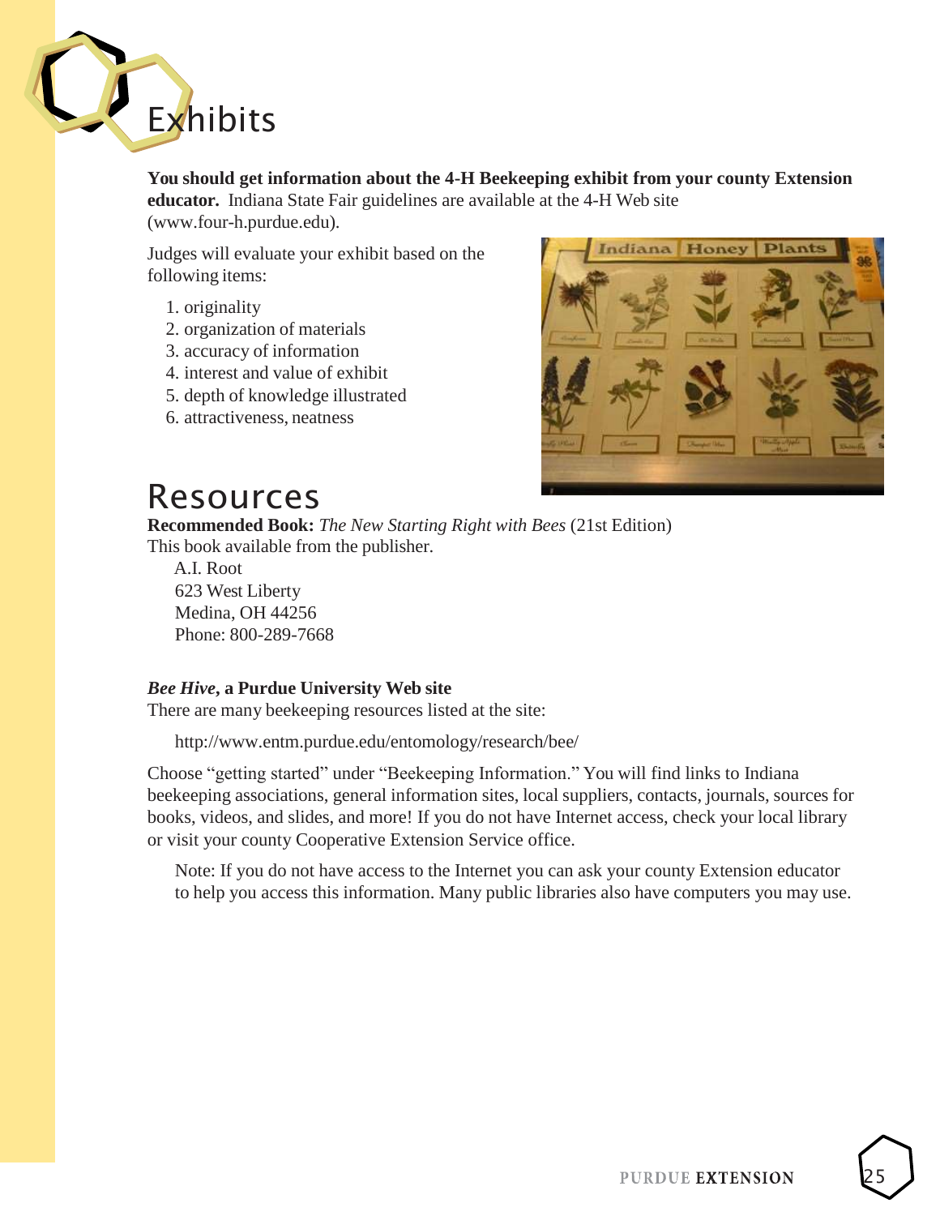# Exhibits

**You should get information about the 4-H Beekeeping exhibit from your county Extension educator.** Indiana State Fair guidelines are available at the 4-H Web site (www.four-h.purdue.edu).

Judges will evaluate your exhibit based on the following items:

1. originality
2. organization of materials
3. accuracy of information
4. interest and value of exhibit
5. depth of knowledge illustrated
6. attractiveness, neatness

# Resources

**Recommended Book:** *The New Starting Right with Bees* (21st Edition)
This book available from the publisher.

A.I. Root
623 West Liberty
Medina, OH 44256
Phone: 800-289-7668

***Bee Hive*, a Purdue University Web site**
There are many beekeeping resources listed at the site:

http://www.entm.purdue.edu/entomology/research/bee/

Choose "getting started" under "Beekeeping Information." You will find links to Indiana beekeeping associations, general information sites, local suppliers, contacts, journals, sources for books, videos, and slides, and more! If you do not have Internet access, check your local library or visit your county Cooperative Extension Service office.

Note: If you do not have access to the Internet you can ask your county Extension educator to help you access this information. Many public libraries also have computers you may use.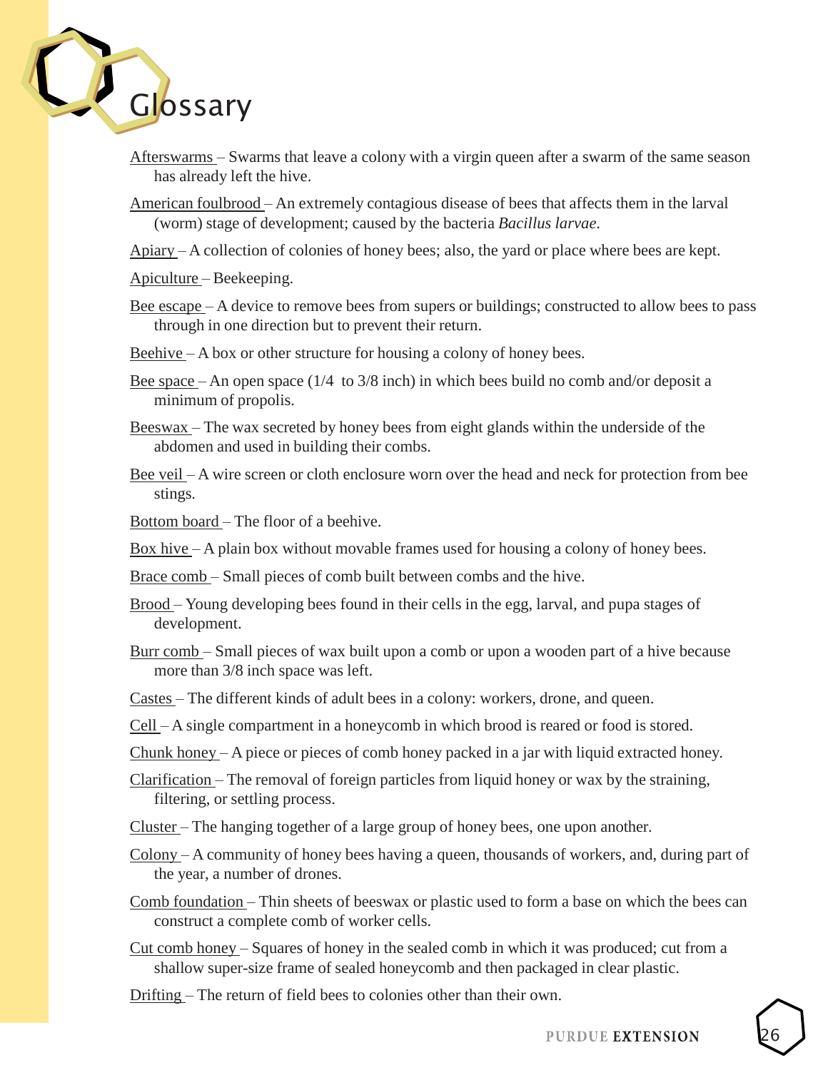# Glossary

<u>Afterswarms</u> – Swarms that leave a colony with a virgin queen after a swarm of the same season has already left the hive.

<u>American foulbrood</u> – An extremely contagious disease of bees that affects them in the larval (worm) stage of development; caused by the bacteria *Bacillus larvae*.

<u>Apiary</u> – A collection of colonies of honey bees; also, the yard or place where bees are kept.

<u>Apiculture</u> – Beekeeping.

<u>Bee escape</u> – A device to remove bees from supers or buildings; constructed to allow bees to pass through in one direction but to prevent their return.

<u>Beehive</u> – A box or other structure for housing a colony of honey bees.

<u>Bee space</u> – An open space (1/4 to 3/8 inch) in which bees build no comb and/or deposit a minimum of propolis.

<u>Beeswax</u> – The wax secreted by honey bees from eight glands within the underside of the abdomen and used in building their combs.

<u>Bee veil</u> – A wire screen or cloth enclosure worn over the head and neck for protection from bee stings.

<u>Bottom board</u> – The floor of a beehive.

<u>Box hive</u> – A plain box without movable frames used for housing a colony of honey bees.

<u>Brace comb</u> – Small pieces of comb built between combs and the hive.

<u>Brood</u> – Young developing bees found in their cells in the egg, larval, and pupa stages of development.

<u>Burr comb</u> – Small pieces of wax built upon a comb or upon a wooden part of a hive because more than 3/8 inch space was left.

<u>Castes</u> – The different kinds of adult bees in a colony: workers, drone, and queen.

<u>Cell</u> – A single compartment in a honeycomb in which brood is reared or food is stored.

<u>Chunk honey</u> – A piece or pieces of comb honey packed in a jar with liquid extracted honey.

<u>Clarification</u> – The removal of foreign particles from liquid honey or wax by the straining, filtering, or settling process.

<u>Cluster</u> – The hanging together of a large group of honey bees, one upon another.

<u>Colony</u> – A community of honey bees having a queen, thousands of workers, and, during part of the year, a number of drones.

<u>Comb foundation</u> – Thin sheets of beeswax or plastic used to form a base on which the bees can construct a complete comb of worker cells.

<u>Cut comb honey</u> – Squares of honey in the sealed comb in which it was produced; cut from a shallow super-size frame of sealed honeycomb and then packaged in clear plastic.

<u>Drifting</u> – The return of field bees to colonies other than their own.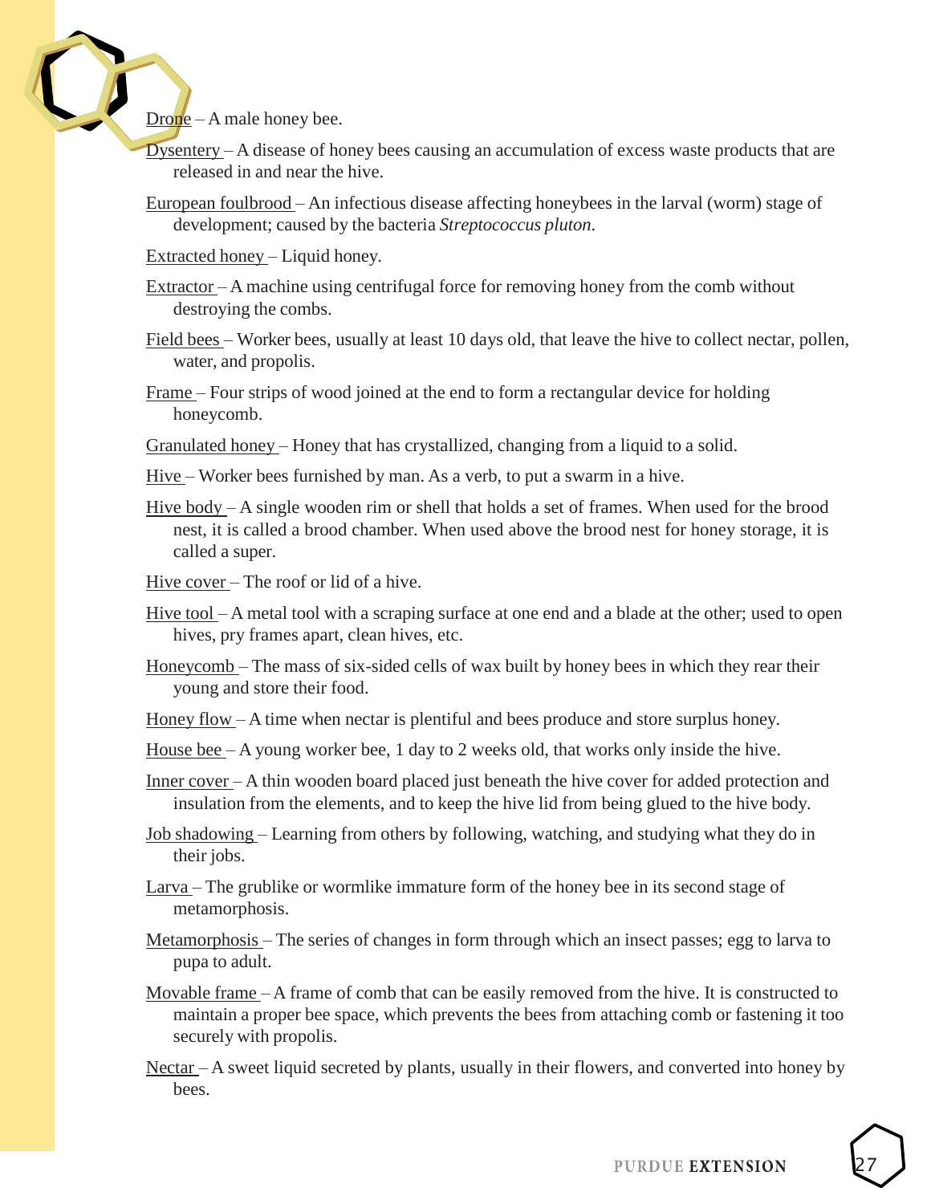Drone – A male honey bee.

Dysentery – A disease of honey bees causing an accumulation of excess waste products that are released in and near the hive.

European foulbrood – An infectious disease affecting honeybees in the larval (worm) stage of development; caused by the bacteria *Streptococcus pluton*.

Extracted honey – Liquid honey.

Extractor – A machine using centrifugal force for removing honey from the comb without destroying the combs.

Field bees – Worker bees, usually at least 10 days old, that leave the hive to collect nectar, pollen, water, and propolis.

Frame – Four strips of wood joined at the end to form a rectangular device for holding honeycomb.

Granulated honey – Honey that has crystallized, changing from a liquid to a solid.

Hive – Worker bees furnished by man. As a verb, to put a swarm in a hive.

Hive body – A single wooden rim or shell that holds a set of frames. When used for the brood nest, it is called a brood chamber. When used above the brood nest for honey storage, it is called a super.

Hive cover – The roof or lid of a hive.

Hive tool – A metal tool with a scraping surface at one end and a blade at the other; used to open hives, pry frames apart, clean hives, etc.

Honeycomb – The mass of six-sided cells of wax built by honey bees in which they rear their young and store their food.

Honey flow – A time when nectar is plentiful and bees produce and store surplus honey.

House bee – A young worker bee, 1 day to 2 weeks old, that works only inside the hive.

Inner cover – A thin wooden board placed just beneath the hive cover for added protection and insulation from the elements, and to keep the hive lid from being glued to the hive body.

Job shadowing – Learning from others by following, watching, and studying what they do in their jobs.

Larva – The grublike or wormlike immature form of the honey bee in its second stage of metamorphosis.

Metamorphosis – The series of changes in form through which an insect passes; egg to larva to pupa to adult.

Movable frame – A frame of comb that can be easily removed from the hive. It is constructed to maintain a proper bee space, which prevents the bees from attaching comb or fastening it too securely with propolis.

Nectar – A sweet liquid secreted by plants, usually in their flowers, and converted into honey by bees.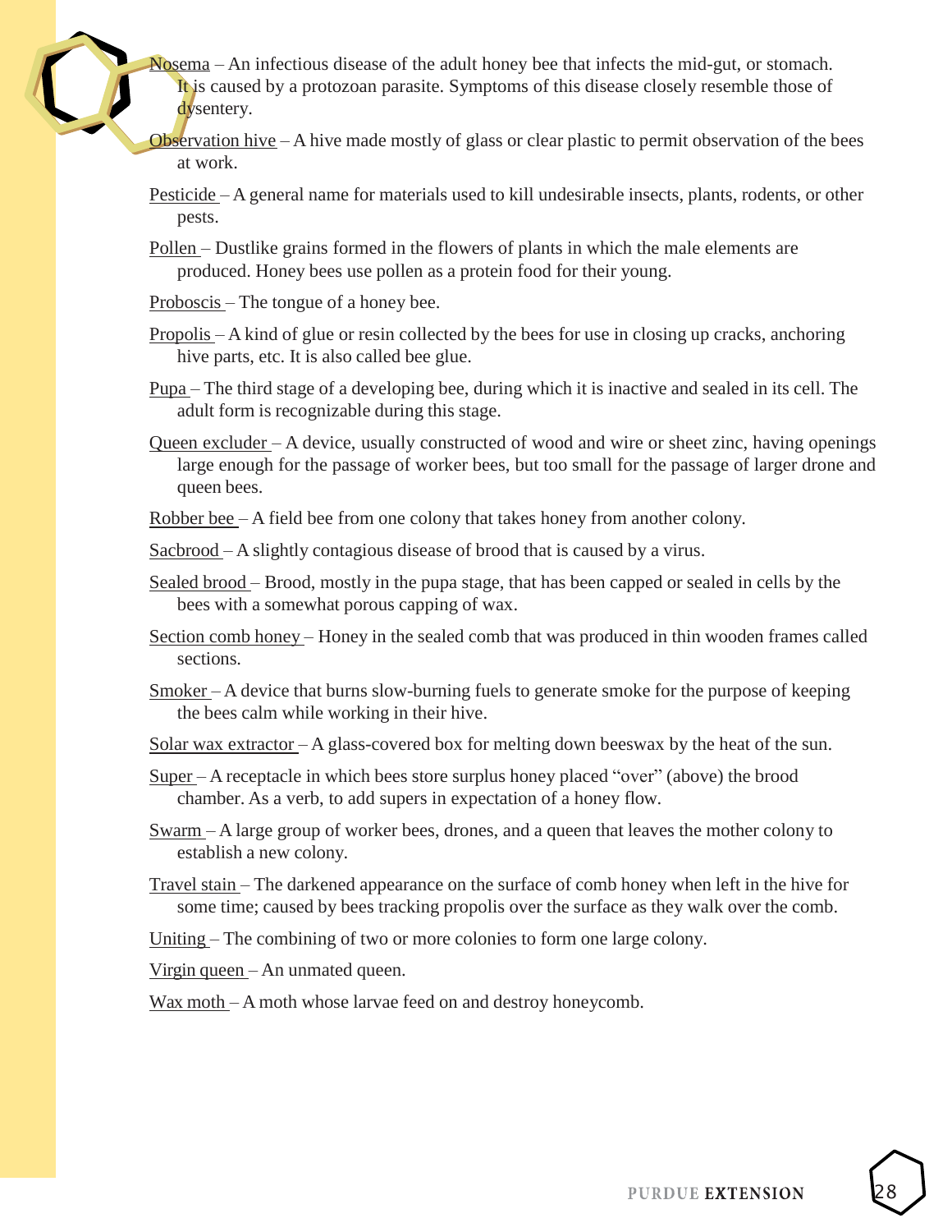Nosema – An infectious disease of the adult honey bee that infects the mid-gut, or stomach. It is caused by a protozoan parasite. Symptoms of this disease closely resemble those of dysentery.

Observation hive – A hive made mostly of glass or clear plastic to permit observation of the bees at work.

Pesticide – A general name for materials used to kill undesirable insects, plants, rodents, or other pests.

Pollen – Dustlike grains formed in the flowers of plants in which the male elements are produced. Honey bees use pollen as a protein food for their young.

Proboscis – The tongue of a honey bee.

Propolis – A kind of glue or resin collected by the bees for use in closing up cracks, anchoring hive parts, etc. It is also called bee glue.

Pupa – The third stage of a developing bee, during which it is inactive and sealed in its cell. The adult form is recognizable during this stage.

Queen excluder – A device, usually constructed of wood and wire or sheet zinc, having openings large enough for the passage of worker bees, but too small for the passage of larger drone and queen bees.

Robber bee – A field bee from one colony that takes honey from another colony.

Sacbrood – A slightly contagious disease of brood that is caused by a virus.

Sealed brood – Brood, mostly in the pupa stage, that has been capped or sealed in cells by the bees with a somewhat porous capping of wax.

Section comb honey – Honey in the sealed comb that was produced in thin wooden frames called sections.

Smoker – A device that burns slow-burning fuels to generate smoke for the purpose of keeping the bees calm while working in their hive.

Solar wax extractor – A glass-covered box for melting down beeswax by the heat of the sun.

Super – A receptacle in which bees store surplus honey placed "over" (above) the brood chamber. As a verb, to add supers in expectation of a honey flow.

Swarm – A large group of worker bees, drones, and a queen that leaves the mother colony to establish a new colony.

Travel stain – The darkened appearance on the surface of comb honey when left in the hive for some time; caused by bees tracking propolis over the surface as they walk over the comb.

Uniting – The combining of two or more colonies to form one large colony.

Virgin queen – An unmated queen.

Wax moth – A moth whose larvae feed on and destroy honeycomb.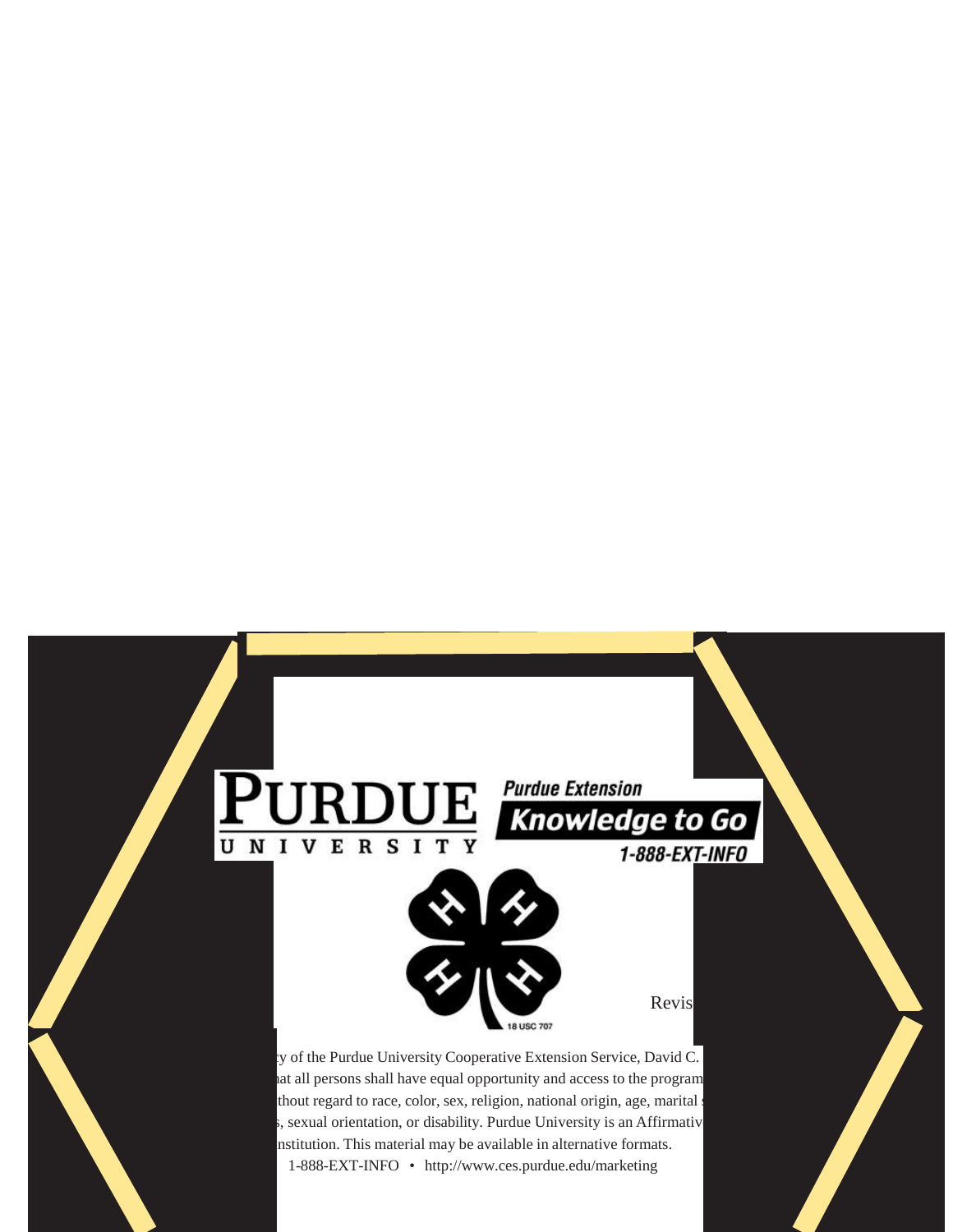PURDUE UNIVERSITY

Purdue Extension

Knowledge to Go

1-888-EXT-INFO

18 USC 707

Revis

y of the Purdue University Cooperative Extension Service, David C.
at all persons shall have equal opportunity and access to the program
thout regard to race, color, sex, religion, national origin, age, marital
, sexual orientation, or disability. Purdue University is an Affirmativ
nstitution. This material may be available in alternative formats.

1-888-EXT-INFO • http://www.ces.purdue.edu/marketing